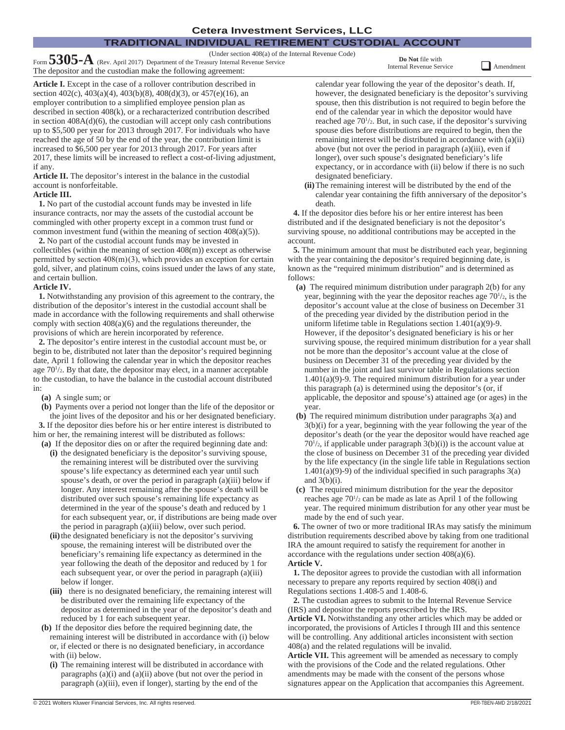# Cetera Investment Services, LLC

## TRADITIONAL INDIVIDUAL RETIREMENT CUSTODIAL ACCOUNT

(Under section 408(a) of the Internal Revenue Code)

Form **5305-A** (Rev. April 2017) Department of the Treasury Internal Revenue Service

**Do Not** file with Internal Revenue Service

☐ Amendment

The depositor and the custodian make the following agreement:

**Article I.** Except in the case of a rollover contribution described in section 402(c), 403(a)(4), 403(b)(8), 408(d)(3), or 457(e)(16), an employer contribution to a simplified employee pension plan as described in section 408(k), or a recharacterized contribution described in section 408A(d)(6), the custodian will accept only cash contributions up to $5,500 per year for 2013 through 2017. For individuals who have reached the age of 50 by the end of the year, the contribution limit is increased to $6,500 per year for 2013 through 2017. For years after 2017, these limits will be increased to reflect a cost-of-living adjustment, if any.

**Article II.** The depositor's interest in the balance in the custodial account is nonforfeitable.

**Article III.**

**1.** No part of the custodial account funds may be invested in life insurance contracts, nor may the assets of the custodial account be commingled with other property except in a common trust fund or common investment fund (within the meaning of section 408(a)(5)).

**2.** No part of the custodial account funds may be invested in collectibles (within the meaning of section 408(m)) except as otherwise permitted by section 408(m)(3), which provides an exception for certain gold, silver, and platinum coins, coins issued under the laws of any state, and certain bullion.

**Article IV.**

**1.** Notwithstanding any provision of this agreement to the contrary, the distribution of the depositor's interest in the custodial account shall be made in accordance with the following requirements and shall otherwise comply with section 408(a)(6) and the regulations thereunder, the provisions of which are herein incorporated by reference.

**2.** The depositor's entire interest in the custodial account must be, or begin to be, distributed not later than the depositor's required beginning date, April 1 following the calendar year in which the depositor reaches age 70½. By that date, the depositor may elect, in a manner acceptable to the custodian, to have the balance in the custodial account distributed in:

- **(a)** A single sum; or
- **(b)** Payments over a period not longer than the life of the depositor or the joint lives of the depositor and his or her designated beneficiary.

**3.** If the depositor dies before his or her entire interest is distributed to him or her, the remaining interest will be distributed as follows:

- **(a)** If the depositor dies on or after the required beginning date and:
  - **(i)** the designated beneficiary is the depositor's surviving spouse, the remaining interest will be distributed over the surviving spouse's life expectancy as determined each year until such spouse's death, or over the period in paragraph (a)(iii) below if longer. Any interest remaining after the spouse's death will be distributed over such spouse's remaining life expectancy as determined in the year of the spouse's death and reduced by 1 for each subsequent year, or, if distributions are being made over the period in paragraph (a)(iii) below, over such period.
  - **(ii)** the designated beneficiary is not the depositor's surviving spouse, the remaining interest will be distributed over the beneficiary's remaining life expectancy as determined in the year following the death of the depositor and reduced by 1 for each subsequent year, or over the period in paragraph (a)(iii) below if longer.
  - **(iii)** there is no designated beneficiary, the remaining interest will be distributed over the remaining life expectancy of the depositor as determined in the year of the depositor's death and reduced by 1 for each subsequent year.
- **(b)** If the depositor dies before the required beginning date, the remaining interest will be distributed in accordance with (i) below or, if elected or there is no designated beneficiary, in accordance with (ii) below.
  - **(i)** The remaining interest will be distributed in accordance with paragraphs (a)(i) and (a)(ii) above (but not over the period in paragraph (a)(iii), even if longer), starting by the end of the calendar year following the year of the depositor's death. If, however, the designated beneficiary is the depositor's surviving spouse, then this distribution is not required to begin before the end of the calendar year in which the depositor would have reached age 70½. But, in such case, if the depositor's surviving spouse dies before distributions are required to begin, then the remaining interest will be distributed in accordance with (a)(ii) above (but not over the period in paragraph (a)(iii), even if longer), over such spouse's designated beneficiary's life expectancy, or in accordance with (ii) below if there is no such designated beneficiary.
  - **(ii)** The remaining interest will be distributed by the end of the calendar year containing the fifth anniversary of the depositor's death.

**4.** If the depositor dies before his or her entire interest has been distributed and if the designated beneficiary is not the depositor's surviving spouse, no additional contributions may be accepted in the account.

**5.** The minimum amount that must be distributed each year, beginning with the year containing the depositor's required beginning date, is known as the "required minimum distribution" and is determined as follows:

- **(a)** The required minimum distribution under paragraph 2(b) for any year, beginning with the year the depositor reaches age 70½, is the depositor's account value at the close of business on December 31 of the preceding year divided by the distribution period in the uniform lifetime table in Regulations section 1.401(a)(9)-9. However, if the depositor's designated beneficiary is his or her surviving spouse, the required minimum distribution for a year shall not be more than the depositor's account value at the close of business on December 31 of the preceding year divided by the number in the joint and last survivor table in Regulations section 1.401(a)(9)-9. The required minimum distribution for a year under this paragraph (a) is determined using the depositor's (or, if applicable, the depositor and spouse's) attained age (or ages) in the year.
- **(b)** The required minimum distribution under paragraphs 3(a) and 3(b)(i) for a year, beginning with the year following the year of the depositor's death (or the year the depositor would have reached age 70½, if applicable under paragraph 3(b)(i)) is the account value at the close of business on December 31 of the preceding year divided by the life expectancy (in the single life table in Regulations section 1.401(a)(9)-9) of the individual specified in such paragraphs 3(a) and 3(b)(i).
- **(c)** The required minimum distribution for the year the depositor reaches age 70½ can be made as late as April 1 of the following year. The required minimum distribution for any other year must be made by the end of such year.

**6.** The owner of two or more traditional IRAs may satisfy the minimum distribution requirements described above by taking from one traditional IRA the amount required to satisfy the requirement for another in accordance with the regulations under section 408(a)(6).

**Article V.**

**1.** The depositor agrees to provide the custodian with all information necessary to prepare any reports required by section 408(i) and Regulations sections 1.408-5 and 1.408-6.

**2.** The custodian agrees to submit to the Internal Revenue Service (IRS) and depositor the reports prescribed by the IRS.

**Article VI.** Notwithstanding any other articles which may be added or incorporated, the provisions of Articles I through III and this sentence will be controlling. Any additional articles inconsistent with section 408(a) and the related regulations will be invalid.

**Article VII.** This agreement will be amended as necessary to comply with the provisions of the Code and the related regulations. Other amendments may be made with the consent of the persons whose signatures appear on the Application that accompanies this Agreement.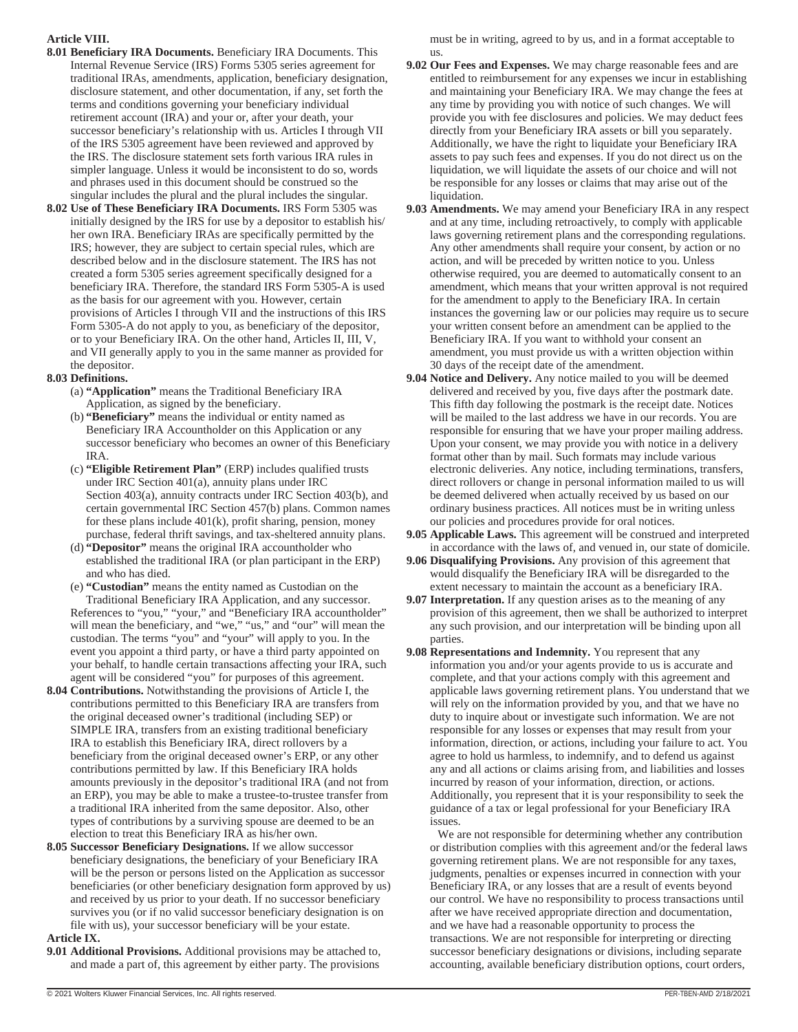## Article VIII.

**8.01 Beneficiary IRA Documents.** Beneficiary IRA Documents. This Internal Revenue Service (IRS) Forms 5305 series agreement for traditional IRAs, amendments, application, beneficiary designation, disclosure statement, and other documentation, if any, set forth the terms and conditions governing your beneficiary individual retirement account (IRA) and your or, after your death, your successor beneficiary's relationship with us. Articles I through VII of the IRS 5305 agreement have been reviewed and approved by the IRS. The disclosure statement sets forth various IRA rules in simpler language. Unless it would be inconsistent to do so, words and phrases used in this document should be construed so the singular includes the plural and the plural includes the singular.

**8.02 Use of These Beneficiary IRA Documents.** IRS Form 5305 was initially designed by the IRS for use by a depositor to establish his/her own IRA. Beneficiary IRAs are specifically permitted by the IRS; however, they are subject to certain special rules, which are described below and in the disclosure statement. The IRS has not created a form 5305 series agreement specifically designed for a beneficiary IRA. Therefore, the standard IRS Form 5305-A is used as the basis for our agreement with you. However, certain provisions of Articles I through VII and the instructions of this IRS Form 5305-A do not apply to you, as beneficiary of the depositor, or to your Beneficiary IRA. On the other hand, Articles II, III, V, and VII generally apply to you in the same manner as provided for the depositor.

**8.03 Definitions.**

(a) **"Application"** means the Traditional Beneficiary IRA Application, as signed by the beneficiary.

(b) **"Beneficiary"** means the individual or entity named as Beneficiary IRA Accountholder on this Application or any successor beneficiary who becomes an owner of this Beneficiary IRA.

(c) **"Eligible Retirement Plan"** (ERP) includes qualified trusts under IRC Section 401(a), annuity plans under IRC Section 403(a), annuity contracts under IRC Section 403(b), and certain governmental IRC Section 457(b) plans. Common names for these plans include 401(k), profit sharing, pension, money purchase, federal thrift savings, and tax-sheltered annuity plans.

(d) **"Depositor"** means the original IRA accountholder who established the traditional IRA (or plan participant in the ERP) and who has died.

(e) **"Custodian"** means the entity named as Custodian on the Traditional Beneficiary IRA Application, and any successor.

References to "you," "your," and "Beneficiary IRA accountholder" will mean the beneficiary, and "we," "us," and "our" will mean the custodian. The terms "you" and "your" will apply to you. In the event you appoint a third party, or have a third party appointed on your behalf, to handle certain transactions affecting your IRA, such agent will be considered "you" for purposes of this agreement.

**8.04 Contributions.** Notwithstanding the provisions of Article I, the contributions permitted to this Beneficiary IRA are transfers from the original deceased owner's traditional (including SEP) or SIMPLE IRA, transfers from an existing traditional beneficiary IRA to establish this Beneficiary IRA, direct rollovers by a beneficiary from the original deceased owner's ERP, or any other contributions permitted by law. If this Beneficiary IRA holds amounts previously in the depositor's traditional IRA (and not from an ERP), you may be able to make a trustee-to-trustee transfer from a traditional IRA inherited from the same depositor. Also, other types of contributions by a surviving spouse are deemed to be an election to treat this Beneficiary IRA as his/her own.

**8.05 Successor Beneficiary Designations.** If we allow successor beneficiary designations, the beneficiary of your Beneficiary IRA will be the person or persons listed on the Application as successor beneficiaries (or other beneficiary designation form approved by us) and received by us prior to your death. If no successor beneficiary survives you (or if no valid successor beneficiary designation is on file with us), your successor beneficiary will be your estate.

## Article IX.

**9.01 Additional Provisions.** Additional provisions may be attached to, and made a part of, this agreement by either party. The provisions must be in writing, agreed to by us, and in a format acceptable to us.

**9.02 Our Fees and Expenses.** We may charge reasonable fees and are entitled to reimbursement for any expenses we incur in establishing and maintaining your Beneficiary IRA. We may change the fees at any time by providing you with notice of such changes. We will provide you with fee disclosures and policies. We may deduct fees directly from your Beneficiary IRA assets or bill you separately. Additionally, we have the right to liquidate your Beneficiary IRA assets to pay such fees and expenses. If you do not direct us on the liquidation, we will liquidate the assets of our choice and will not be responsible for any losses or claims that may arise out of the liquidation.

**9.03 Amendments.** We may amend your Beneficiary IRA in any respect and at any time, including retroactively, to comply with applicable laws governing retirement plans and the corresponding regulations. Any other amendments shall require your consent, by action or no action, and will be preceded by written notice to you. Unless otherwise required, you are deemed to automatically consent to an amendment, which means that your written approval is not required for the amendment to apply to the Beneficiary IRA. In certain instances the governing law or our policies may require us to secure your written consent before an amendment can be applied to the Beneficiary IRA. If you want to withhold your consent an amendment, you must provide us with a written objection within 30 days of the receipt date of the amendment.

**9.04 Notice and Delivery.** Any notice mailed to you will be deemed delivered and received by you, five days after the postmark date. This fifth day following the postmark is the receipt date. Notices will be mailed to the last address we have in our records. You are responsible for ensuring that we have your proper mailing address. Upon your consent, we may provide you with notice in a delivery format other than by mail. Such formats may include various electronic deliveries. Any notice, including terminations, transfers, direct rollovers or change in personal information mailed to us will be deemed delivered when actually received by us based on our ordinary business practices. All notices must be in writing unless our policies and procedures provide for oral notices.

**9.05 Applicable Laws.** This agreement will be construed and interpreted in accordance with the laws of, and venued in, our state of domicile.

**9.06 Disqualifying Provisions.** Any provision of this agreement that would disqualify the Beneficiary IRA will be disregarded to the extent necessary to maintain the account as a beneficiary IRA.

**9.07 Interpretation.** If any question arises as to the meaning of any provision of this agreement, then we shall be authorized to interpret any such provision, and our interpretation will be binding upon all parties.

**9.08 Representations and Indemnity.** You represent that any information you and/or your agents provide to us is accurate and complete, and that your actions comply with this agreement and applicable laws governing retirement plans. You understand that we will rely on the information provided by you, and that we have no duty to inquire about or investigate such information. We are not responsible for any losses or expenses that may result from your information, direction, or actions, including your failure to act. You agree to hold us harmless, to indemnify, and to defend us against any and all actions or claims arising from, and liabilities and losses incurred by reason of your information, direction, or actions. Additionally, you represent that it is your responsibility to seek the guidance of a tax or legal professional for your Beneficiary IRA issues.

We are not responsible for determining whether any contribution or distribution complies with this agreement and/or the federal laws governing retirement plans. We are not responsible for any taxes, judgments, penalties or expenses incurred in connection with your Beneficiary IRA, or any losses that are a result of events beyond our control. We have no responsibility to process transactions until after we have received appropriate direction and documentation, and we have had a reasonable opportunity to process the transactions. We are not responsible for interpreting or directing successor beneficiary designations or divisions, including separate accounting, available beneficiary distribution options, court orders,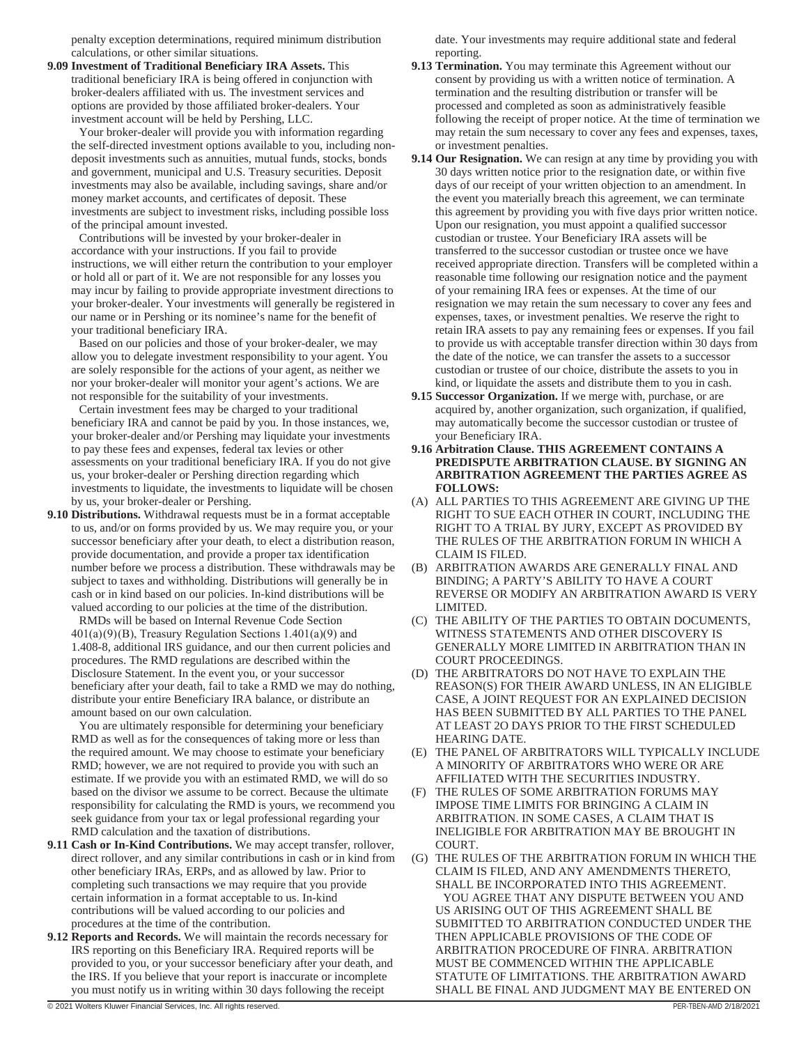penalty exception determinations, required minimum distribution calculations, or other similar situations.

**9.09 Investment of Traditional Beneficiary IRA Assets.** This traditional beneficiary IRA is being offered in conjunction with broker-dealers affiliated with us. The investment services and options are provided by those affiliated broker-dealers. Your investment account will be held by Pershing, LLC.

Your broker-dealer will provide you with information regarding the self-directed investment options available to you, including non-deposit investments such as annuities, mutual funds, stocks, bonds and government, municipal and U.S. Treasury securities. Deposit investments may also be available, including savings, share and/or money market accounts, and certificates of deposit. These investments are subject to investment risks, including possible loss of the principal amount invested.

Contributions will be invested by your broker-dealer in accordance with your instructions. If you fail to provide instructions, we will either return the contribution to your employer or hold all or part of it. We are not responsible for any losses you may incur by failing to provide appropriate investment directions to your broker-dealer. Your investments will generally be registered in our name or in Pershing or its nominee's name for the benefit of your traditional beneficiary IRA.

Based on our policies and those of your broker-dealer, we may allow you to delegate investment responsibility to your agent. You are solely responsible for the actions of your agent, as neither we nor your broker-dealer will monitor your agent's actions. We are not responsible for the suitability of your investments.

Certain investment fees may be charged to your traditional beneficiary IRA and cannot be paid by you. In those instances, we, your broker-dealer and/or Pershing may liquidate your investments to pay these fees and expenses, federal tax levies or other assessments on your traditional beneficiary IRA. If you do not give us, your broker-dealer or Pershing direction regarding which investments to liquidate, the investments to liquidate will be chosen by us, your broker-dealer or Pershing.

**9.10 Distributions.** Withdrawal requests must be in a format acceptable to us, and/or on forms provided by us. We may require you, or your successor beneficiary after your death, to elect a distribution reason, provide documentation, and provide a proper tax identification number before we process a distribution. These withdrawals may be subject to taxes and withholding. Distributions will generally be in cash or in kind based on our policies. In-kind distributions will be valued according to our policies at the time of the distribution.

RMDs will be based on Internal Revenue Code Section 401(a)(9)(B), Treasury Regulation Sections 1.401(a)(9) and 1.408-8, additional IRS guidance, and our then current policies and procedures. The RMD regulations are described within the Disclosure Statement. In the event you, or your successor beneficiary after your death, fail to take a RMD we may do nothing, distribute your entire Beneficiary IRA balance, or distribute an amount based on our own calculation.

You are ultimately responsible for determining your beneficiary RMD as well as for the consequences of taking more or less than the required amount. We may choose to estimate your beneficiary RMD; however, we are not required to provide you with such an estimate. If we provide you with an estimated RMD, we will do so based on the divisor we assume to be correct. Because the ultimate responsibility for calculating the RMD is yours, we recommend you seek guidance from your tax or legal professional regarding your RMD calculation and the taxation of distributions.

**9.11 Cash or In-Kind Contributions.** We may accept transfer, rollover, direct rollover, and any similar contributions in cash or in kind from other beneficiary IRAs, ERPs, and as allowed by law. Prior to completing such transactions we may require that you provide certain information in a format acceptable to us. In-kind contributions will be valued according to our policies and procedures at the time of the contribution.

**9.12 Reports and Records.** We will maintain the records necessary for IRS reporting on this Beneficiary IRA. Required reports will be provided to you, or your successor beneficiary after your death, and the IRS. If you believe that your report is inaccurate or incomplete you must notify us in writing within 30 days following the receipt date. Your investments may require additional state and federal reporting.

**9.13 Termination.** You may terminate this Agreement without our consent by providing us with a written notice of termination. A termination and the resulting distribution or transfer will be processed and completed as soon as administratively feasible following the receipt of proper notice. At the time of termination we may retain the sum necessary to cover any fees and expenses, taxes, or investment penalties.

**9.14 Our Resignation.** We can resign at any time by providing you with 30 days written notice prior to the resignation date, or within five days of our receipt of your written objection to an amendment. In the event you materially breach this agreement, we can terminate this agreement by providing you with five days prior written notice. Upon our resignation, you must appoint a qualified successor custodian or trustee. Your Beneficiary IRA assets will be transferred to the successor custodian or trustee once we have received appropriate direction. Transfers will be completed within a reasonable time following our resignation notice and the payment of your remaining IRA fees or expenses. At the time of our resignation we may retain the sum necessary to cover any fees and expenses, taxes, or investment penalties. We reserve the right to retain IRA assets to pay any remaining fees or expenses. If you fail to provide us with acceptable transfer direction within 30 days from the date of the notice, we can transfer the assets to a successor custodian or trustee of our choice, distribute the assets to you in kind, or liquidate the assets and distribute them to you in cash.

**9.15 Successor Organization.** If we merge with, purchase, or are acquired by, another organization, such organization, if qualified, may automatically become the successor custodian or trustee of your Beneficiary IRA.

**9.16 Arbitration Clause. THIS AGREEMENT CONTAINS A PREDISPUTE ARBITRATION CLAUSE. BY SIGNING AN ARBITRATION AGREEMENT THE PARTIES AGREE AS FOLLOWS:**

(A) ALL PARTIES TO THIS AGREEMENT ARE GIVING UP THE RIGHT TO SUE EACH OTHER IN COURT, INCLUDING THE RIGHT TO A TRIAL BY JURY, EXCEPT AS PROVIDED BY THE RULES OF THE ARBITRATION FORUM IN WHICH A CLAIM IS FILED.

(B) ARBITRATION AWARDS ARE GENERALLY FINAL AND BINDING; A PARTY'S ABILITY TO HAVE A COURT REVERSE OR MODIFY AN ARBITRATION AWARD IS VERY LIMITED.

(C) THE ABILITY OF THE PARTIES TO OBTAIN DOCUMENTS, WITNESS STATEMENTS AND OTHER DISCOVERY IS GENERALLY MORE LIMITED IN ARBITRATION THAN IN COURT PROCEEDINGS.

(D) THE ARBITRATORS DO NOT HAVE TO EXPLAIN THE REASON(S) FOR THEIR AWARD UNLESS, IN AN ELIGIBLE CASE, A JOINT REQUEST FOR AN EXPLAINED DECISION HAS BEEN SUBMITTED BY ALL PARTIES TO THE PANEL AT LEAST 2O DAYS PRIOR TO THE FIRST SCHEDULED HEARING DATE.

(E) THE PANEL OF ARBITRATORS WILL TYPICALLY INCLUDE A MINORITY OF ARBITRATORS WHO WERE OR ARE AFFILIATED WITH THE SECURITIES INDUSTRY.

(F) THE RULES OF SOME ARBITRATION FORUMS MAY IMPOSE TIME LIMITS FOR BRINGING A CLAIM IN ARBITRATION. IN SOME CASES, A CLAIM THAT IS INELIGIBLE FOR ARBITRATION MAY BE BROUGHT IN COURT.

(G) THE RULES OF THE ARBITRATION FORUM IN WHICH THE CLAIM IS FILED, AND ANY AMENDMENTS THERETO, SHALL BE INCORPORATED INTO THIS AGREEMENT.

YOU AGREE THAT ANY DISPUTE BETWEEN YOU AND US ARISING OUT OF THIS AGREEMENT SHALL BE SUBMITTED TO ARBITRATION CONDUCTED UNDER THE THEN APPLICABLE PROVISIONS OF THE CODE OF ARBITRATION PROCEDURE OF FINRA. ARBITRATION MUST BE COMMENCED WITHIN THE APPLICABLE STATUTE OF LIMITATIONS. THE ARBITRATION AWARD SHALL BE FINAL AND JUDGMENT MAY BE ENTERED ON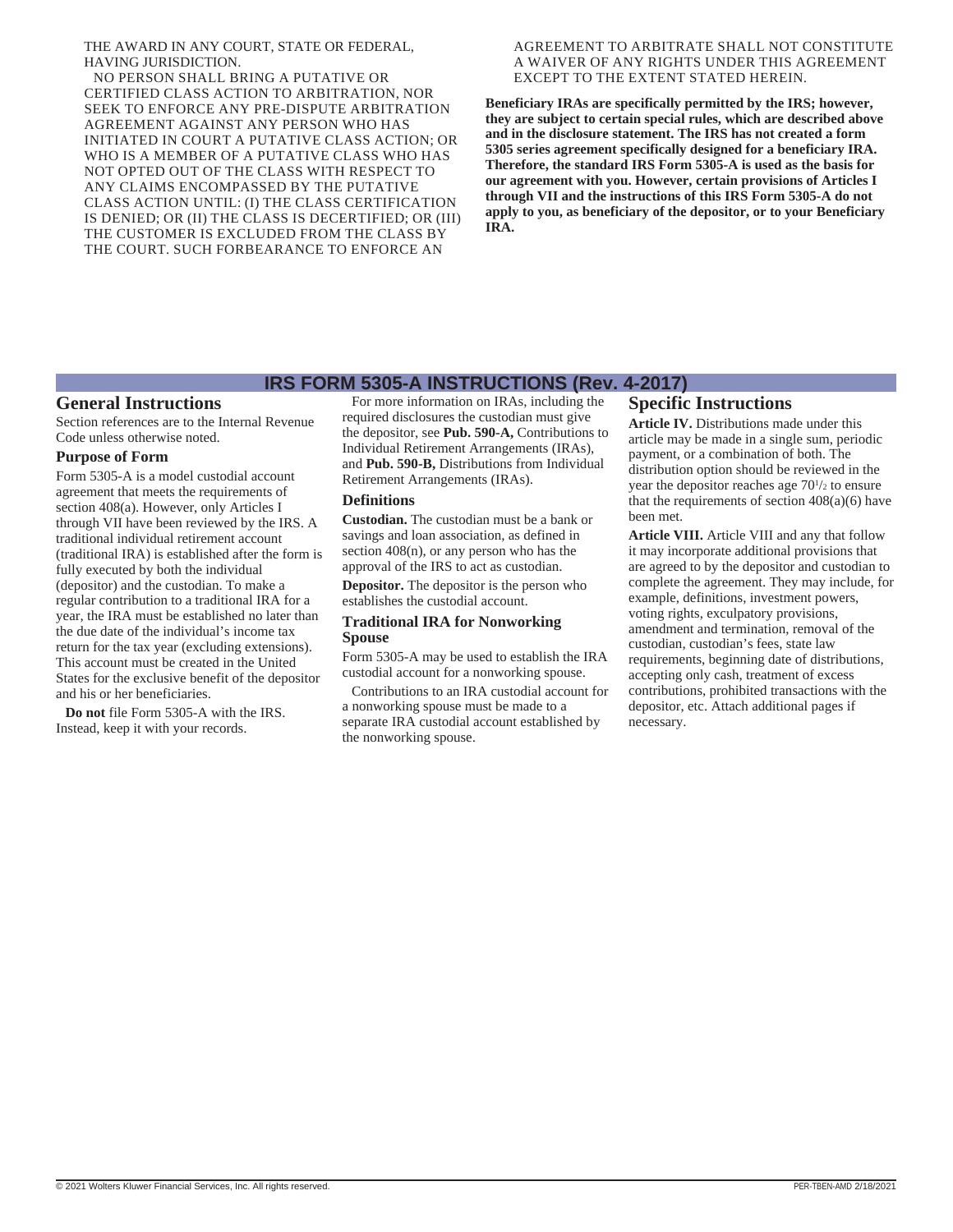THE AWARD IN ANY COURT, STATE OR FEDERAL, HAVING JURISDICTION.

NO PERSON SHALL BRING A PUTATIVE OR CERTIFIED CLASS ACTION TO ARBITRATION, NOR SEEK TO ENFORCE ANY PRE-DISPUTE ARBITRATION AGREEMENT AGAINST ANY PERSON WHO HAS INITIATED IN COURT A PUTATIVE CLASS ACTION; OR WHO IS A MEMBER OF A PUTATIVE CLASS WHO HAS NOT OPTED OUT OF THE CLASS WITH RESPECT TO ANY CLAIMS ENCOMPASSED BY THE PUTATIVE CLASS ACTION UNTIL: (I) THE CLASS CERTIFICATION IS DENIED; OR (II) THE CLASS IS DECERTIFIED; OR (III) THE CUSTOMER IS EXCLUDED FROM THE CLASS BY THE COURT. SUCH FORBEARANCE TO ENFORCE AN AGREEMENT TO ARBITRATE SHALL NOT CONSTITUTE A WAIVER OF ANY RIGHTS UNDER THIS AGREEMENT EXCEPT TO THE EXTENT STATED HEREIN.

**Beneficiary IRAs are specifically permitted by the IRS; however, they are subject to certain special rules, which are described above and in the disclosure statement. The IRS has not created a form 5305 series agreement specifically designed for a beneficiary IRA. Therefore, the standard IRS Form 5305-A is used as the basis for our agreement with you. However, certain provisions of Articles I through VII and the instructions of this IRS Form 5305-A do not apply to you, as beneficiary of the depositor, or to your Beneficiary IRA.**

## IRS FORM 5305-A INSTRUCTIONS (Rev. 4-2017)

### General Instructions

Section references are to the Internal Revenue Code unless otherwise noted.

#### Purpose of Form

Form 5305-A is a model custodial account agreement that meets the requirements of section 408(a). However, only Articles I through VII have been reviewed by the IRS. A traditional individual retirement account (traditional IRA) is established after the form is fully executed by both the individual (depositor) and the custodian. To make a regular contribution to a traditional IRA for a year, the IRA must be established no later than the due date of the individual's income tax return for the tax year (excluding extensions). This account must be created in the United States for the exclusive benefit of the depositor and his or her beneficiaries.

**Do not** file Form 5305-A with the IRS. Instead, keep it with your records.

For more information on IRAs, including the required disclosures the custodian must give the depositor, see **Pub. 590-A,** Contributions to Individual Retirement Arrangements (IRAs), and **Pub. 590-B,** Distributions from Individual Retirement Arrangements (IRAs).

#### Definitions

**Custodian.** The custodian must be a bank or savings and loan association, as defined in section 408(n), or any person who has the approval of the IRS to act as custodian.

**Depositor.** The depositor is the person who establishes the custodial account.

#### Traditional IRA for Nonworking Spouse

Form 5305-A may be used to establish the IRA custodial account for a nonworking spouse.

Contributions to an IRA custodial account for a nonworking spouse must be made to a separate IRA custodial account established by the nonworking spouse.

### Specific Instructions

**Article IV.** Distributions made under this article may be made in a single sum, periodic payment, or a combination of both. The distribution option should be reviewed in the year the depositor reaches age $70^1/_2$ to ensure that the requirements of section 408(a)(6) have been met.

**Article VIII.** Article VIII and any that follow it may incorporate additional provisions that are agreed to by the depositor and custodian to complete the agreement. They may include, for example, definitions, investment powers, voting rights, exculpatory provisions, amendment and termination, removal of the custodian, custodian's fees, state law requirements, beginning date of distributions, accepting only cash, treatment of excess contributions, prohibited transactions with the depositor, etc. Attach additional pages if necessary.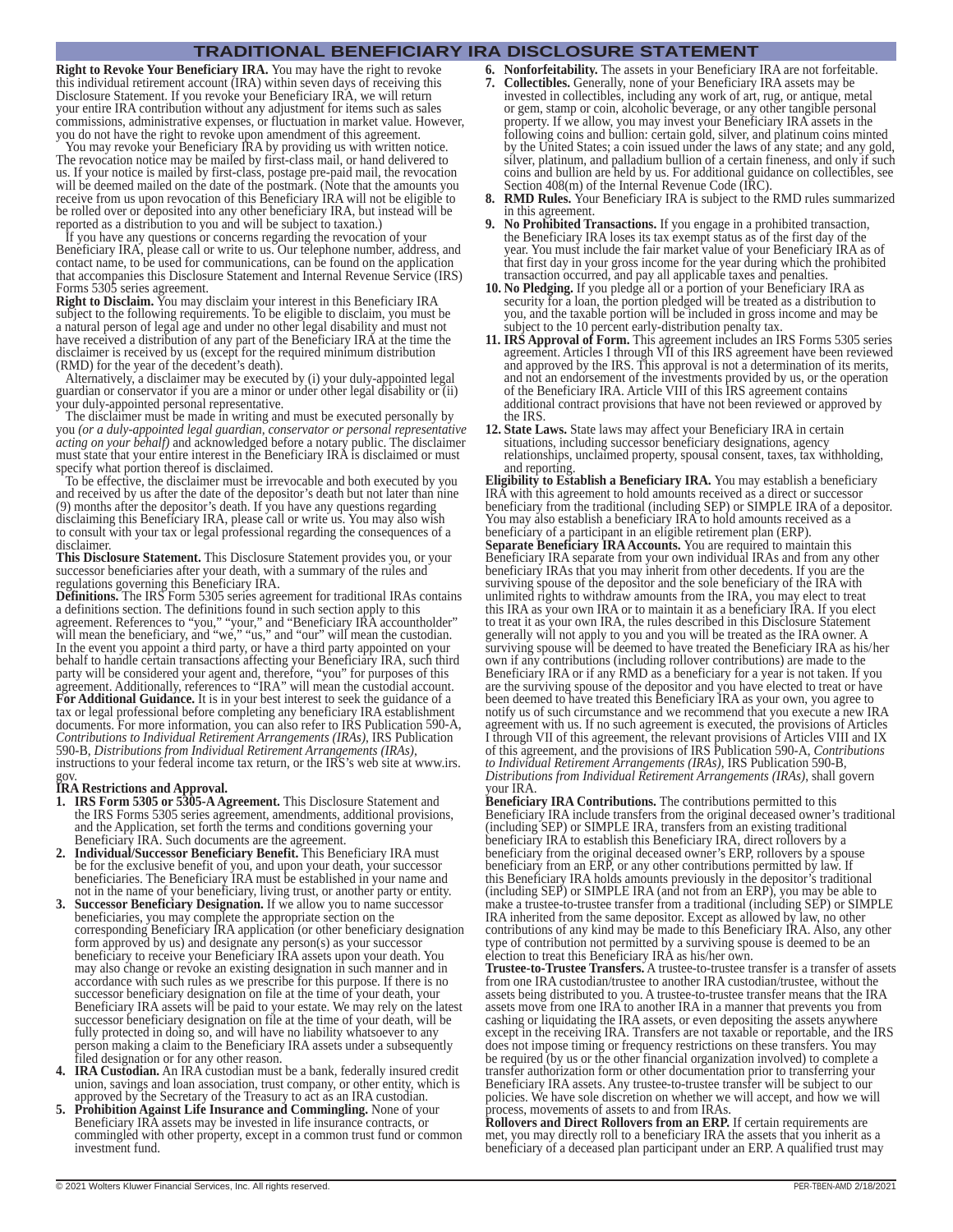# TRADITIONAL BENEFICIARY IRA DISCLOSURE STATEMENT

**Right to Revoke Your Beneficiary IRA.** You may have the right to revoke this individual retirement account (IRA) within seven days of receiving this Disclosure Statement. If you revoke your Beneficiary IRA, we will return your entire IRA contribution without any adjustment for items such as sales commissions, administrative expenses, or fluctuation in market value. However, you do not have the right to revoke upon amendment of this agreement.

You may revoke your Beneficiary IRA by providing us with written notice. The revocation notice may be mailed by first-class mail, or hand delivered to us. If your notice is mailed by first-class, postage pre-paid mail, the revocation will be deemed mailed on the date of the postmark. (Note that the amounts you receive from us upon revocation of this Beneficiary IRA will not be eligible to be rolled over or deposited into any other beneficiary IRA, but instead will be reported as a distribution to you and will be subject to taxation.)

If you have any questions or concerns regarding the revocation of your Beneficiary IRA, please call or write to us. Our telephone number, address, and contact name, to be used for communications, can be found on the application that accompanies this Disclosure Statement and Internal Revenue Service (IRS) Forms 5305 series agreement.

**Right to Disclaim.** You may disclaim your interest in this Beneficiary IRA subject to the following requirements. To be eligible to disclaim, you must be a natural person of legal age and under no other legal disability and must not have received a distribution of any part of the Beneficiary IRA at the time the disclaimer is received by us (except for the required minimum distribution (RMD) for the year of the decedent's death).

Alternatively, a disclaimer may be executed by (i) your duly-appointed legal guardian or conservator if you are a minor or under other legal disability or (ii) your duly-appointed personal representative.

The disclaimer must be made in writing and must be executed personally by you *(or a duly-appointed legal guardian, conservator or personal representative acting on your behalf)* and acknowledged before a notary public. The disclaimer must state that your entire interest in the Beneficiary IRA is disclaimed or must specify what portion thereof is disclaimed.

To be effective, the disclaimer must be irrevocable and both executed by you and received by us after the date of the depositor's death but not later than nine (9) months after the depositor's death. If you have any questions regarding disclaiming this Beneficiary IRA, please call or write us. You may also wish to consult with your tax or legal professional regarding the consequences of a disclaimer.

**This Disclosure Statement.** This Disclosure Statement provides you, or your successor beneficiaries after your death, with a summary of the rules and regulations governing this Beneficiary IRA.

**Definitions.** The IRS Form 5305 series agreement for traditional IRAs contains a definitions section. The definitions found in such section apply to this agreement. References to "you," "your," and "Beneficiary IRA accountholder" will mean the beneficiary, and "we," "us," and "our" will mean the custodian. In the event you appoint a third party, or have a third party appointed on your behalf to handle certain transactions affecting your Beneficiary IRA, such third party will be considered your agent and, therefore, "you" for purposes of this agreement. Additionally, references to "IRA" will mean the custodial account.

**For Additional Guidance.** It is in your best interest to seek the guidance of a tax or legal professional before completing any beneficiary IRA establishment documents. For more information, you can also refer to IRS Publication 590-A, *Contributions to Individual Retirement Arrangements (IRAs)*, IRS Publication 590-B, *Distributions from Individual Retirement Arrangements (IRAs)*, instructions to your federal income tax return, or the IRS's web site at www.irs.gov.

**IRA Restrictions and Approval.**

1. **IRS Form 5305 or 5305-A Agreement.** This Disclosure Statement and the IRS Forms 5305 series agreement, amendments, additional provisions, and the Application, set forth the terms and conditions governing your Beneficiary IRA. Such documents are the agreement.
2. **Individual/Successor Beneficiary Benefit.** This Beneficiary IRA must be for the exclusive benefit of you, and upon your death, your successor beneficiaries. The Beneficiary IRA must be established in your name and not in the name of your beneficiary, living trust, or another party or entity.
3. **Successor Beneficiary Designation.** If we allow you to name successor beneficiaries, you may complete the appropriate section on the corresponding Beneficiary IRA application (or other beneficiary designation form approved by us) and designate any person(s) as your successor beneficiary to receive your Beneficiary IRA assets upon your death. You may also change or revoke an existing designation in such manner and in accordance with such rules as we prescribe for this purpose. If there is no successor beneficiary designation on file at the time of your death, your Beneficiary IRA assets will be paid to your estate. We may rely on the latest successor beneficiary designation on file at the time of your death, will be fully protected in doing so, and will have no liability whatsoever to any person making a claim to the Beneficiary IRA assets under a subsequently filed designation or for any other reason.
4. **IRA Custodian.** An IRA custodian must be a bank, federally insured credit union, savings and loan association, trust company, or other entity, which is approved by the Secretary of the Treasury to act as an IRA custodian.
5. **Prohibition Against Life Insurance and Commingling.** None of your Beneficiary IRA assets may be invested in life insurance contracts, or commingled with other property, except in a common trust fund or common investment fund.
6. **Nonforfeitability.** The assets in your Beneficiary IRA are not forfeitable.
7. **Collectibles.** Generally, none of your Beneficiary IRA assets may be invested in collectibles, including any work of art, rug, or antique, metal or gem, stamp or coin, alcoholic beverage, or any other tangible personal property. If we allow, you may invest your Beneficiary IRA assets in the following coins and bullion: certain gold, silver, and platinum coins minted by the United States; a coin issued under the laws of any state; and any gold, silver, platinum, and palladium bullion of a certain fineness, and only if such coins and bullion are held by us. For additional guidance on collectibles, see Section 408(m) of the Internal Revenue Code (IRC).
8. **RMD Rules.** Your Beneficiary IRA is subject to the RMD rules summarized in this agreement.
9. **No Prohibited Transactions.** If you engage in a prohibited transaction, the Beneficiary IRA loses its tax exempt status as of the first day of the year. You must include the fair market value of your Beneficiary IRA as of that first day in your gross income for the year during which the prohibited transaction occurred, and pay all applicable taxes and penalties.
10. **No Pledging.** If you pledge all or a portion of your Beneficiary IRA as security for a loan, the portion pledged will be treated as a distribution to you, and the taxable portion will be included in gross income and may be subject to the 10 percent early-distribution penalty tax.
11. **IRS Approval of Form.** This agreement includes an IRS Forms 5305 series agreement. Articles I through VII of this IRS agreement have been reviewed and approved by the IRS. This approval is not a determination of its merits, and not an endorsement of the investments provided by us, or the operation of the Beneficiary IRA. Article VIII of this IRS agreement contains additional contract provisions that have not been reviewed or approved by the IRS.
12. **State Laws.** State laws may affect your Beneficiary IRA in certain situations, including successor beneficiary designations, agency relationships, unclaimed property, spousal consent, taxes, tax withholding, and reporting.

**Eligibility to Establish a Beneficiary IRA.** You may establish a beneficiary IRA with this agreement to hold amounts received as a direct or successor beneficiary from the traditional (including SEP) or SIMPLE IRA of a depositor. You may also establish a beneficiary IRA to hold amounts received as a beneficiary of a participant in an eligible retirement plan (ERP).

**Separate Beneficiary IRA Accounts.** You are required to maintain this Beneficiary IRA separate from your own individual IRAs and from any other beneficiary IRAs that you may inherit from other decedents. If you are the surviving spouse of the depositor and the sole beneficiary of the IRA with unlimited rights to withdraw amounts from the IRA, you may elect to treat this IRA as your own IRA or to maintain it as a beneficiary IRA. If you elect to treat it as your own IRA, the rules described in this Disclosure Statement generally will not apply to you and you will be treated as the IRA owner. A surviving spouse will be deemed to have treated the Beneficiary IRA as his/her own if any contributions (including rollover contributions) are made to the Beneficiary IRA or if any RMD as a beneficiary for a year is not taken. If you are the surviving spouse of the depositor and you have elected to treat or have been deemed to have treated this Beneficiary IRA as your own, you agree to notify us of such circumstance and we recommend that you execute a new IRA agreement with us. If no such agreement is executed, the provisions of Articles I through VII of this agreement, the relevant provisions of Articles VIII and IX of this agreement, and the provisions of IRS Publication 590-A, *Contributions to Individual Retirement Arrangements (IRAs)*, IRS Publication 590-B, *Distributions from Individual Retirement Arrangements (IRAs)*, shall govern your IRA.

**Beneficiary IRA Contributions.** The contributions permitted to this Beneficiary IRA include transfers from the original deceased owner's traditional (including SEP) or SIMPLE IRA, transfers from an existing traditional beneficiary IRA to establish this Beneficiary IRA, direct rollovers by a beneficiary from the original deceased owner's ERP, rollovers by a spouse beneficiary from an ERP, or any other contributions permitted by law. If this Beneficiary IRA holds amounts previously in the depositor's traditional (including SEP) or SIMPLE IRA (and not from an ERP), you may be able to make a trustee-to-trustee transfer from a traditional (including SEP) or SIMPLE IRA inherited from the same depositor. Except as allowed by law, no other contributions of any kind may be made to this Beneficiary IRA. Also, any other type of contribution not permitted by a surviving spouse is deemed to be an election to treat this Beneficiary IRA as his/her own.

**Trustee-to-Trustee Transfers.** A trustee-to-trustee transfer is a transfer of assets from one IRA custodian/trustee to another IRA custodian/trustee, without the assets being distributed to you. A trustee-to-trustee transfer means that the IRA assets move from one IRA to another IRA in a manner that prevents you from cashing or liquidating the IRA assets, or even depositing the assets anywhere except in the receiving IRA. Transfers are not taxable or reportable, and the IRS does not impose timing or frequency restrictions on these transfers. You may be required (by us or the other financial organization involved) to complete a transfer authorization form or other documentation prior to transferring your Beneficiary IRA assets. Any trustee-to-trustee transfer will be subject to our policies. We have sole discretion on whether we will accept, and how we will process, movements of assets to and from IRAs.

**Rollovers and Direct Rollovers from an ERP.** If certain requirements are met, you may directly roll to a beneficiary IRA the assets that you inherit as a beneficiary of a deceased plan participant under an ERP. A qualified trust may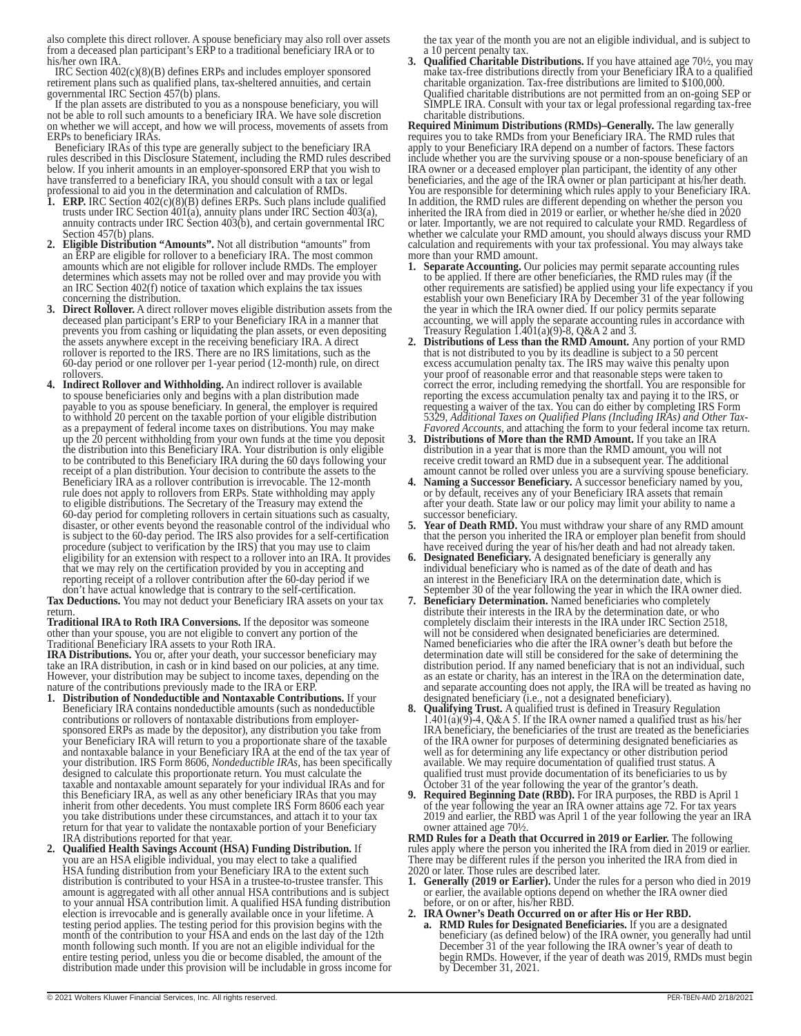also complete this direct rollover. A spouse beneficiary may also roll over assets from a deceased plan participant's ERP to a traditional beneficiary IRA or to his/her own IRA.

IRC Section 402(c)(8)(B) defines ERPs and includes employer sponsored retirement plans such as qualified plans, tax-sheltered annuities, and certain governmental IRC Section 457(b) plans.

If the plan assets are distributed to you as a nonspouse beneficiary, you will not be able to roll such amounts to a beneficiary IRA. We have sole discretion on whether we will accept, and how we will process, movements of assets from ERPs to beneficiary IRAs.

Beneficiary IRAs of this type are generally subject to the beneficiary IRA rules described in this Disclosure Statement, including the RMD rules described below. If you inherit amounts in an employer-sponsored ERP that you wish to have transferred to a beneficiary IRA, you should consult with a tax or legal professional to aid you in the determination and calculation of RMDs.

1. **ERP.** IRC Section 402(c)(8)(B) defines ERPs. Such plans include qualified trusts under IRC Section 401(a), annuity plans under IRC Section 403(a), annuity contracts under IRC Section 403(b), and certain governmental IRC Section 457(b) plans.
2. **Eligible Distribution "Amounts".** Not all distribution "amounts" from an ERP are eligible for rollover to a beneficiary IRA. The most common amounts which are not eligible for rollover include RMDs. The employer determines which assets may not be rolled over and may provide you with an IRC Section 402(f) notice of taxation which explains the tax issues concerning the distribution.
3. **Direct Rollover.** A direct rollover moves eligible distribution assets from the deceased plan participant's ERP to your Beneficiary IRA in a manner that prevents you from cashing or liquidating the plan assets, or even depositing the assets anywhere except in the receiving beneficiary IRA. A direct rollover is reported to the IRS. There are no IRS limitations, such as the 60-day period or one rollover per 1-year period (12-month) rule, on direct rollovers.
4. **Indirect Rollover and Withholding.** An indirect rollover is available to spouse beneficiaries only and begins with a plan distribution made payable to you as spouse beneficiary. In general, the employer is required to withhold 20 percent on the taxable portion of your eligible distribution as a prepayment of federal income taxes on distributions. You may make up the 20 percent withholding from your own funds at the time you deposit the distribution into this Beneficiary IRA. Your distribution is only eligible to be contributed to this Beneficiary IRA during the 60 days following your receipt of a plan distribution. Your decision to contribute the assets to the Beneficiary IRA as a rollover contribution is irrevocable. The 12-month rule does not apply to rollovers from ERPs. State withholding may apply to eligible distributions. The Secretary of the Treasury may extend the 60-day period for completing rollovers in certain situations such as casualty, disaster, or other events beyond the reasonable control of the individual who is subject to the 60-day period. The IRS also provides for a self-certification procedure (subject to verification by the IRS) that you may use to claim eligibility for an extension with respect to a rollover into an IRA. It provides that we may rely on the certification provided by you in accepting and reporting receipt of a rollover contribution after the 60-day period if we don't have actual knowledge that is contrary to the self-certification.

**Tax Deductions.** You may not deduct your Beneficiary IRA assets on your tax return.

**Traditional IRA to Roth IRA Conversions.** If the depositor was someone other than your spouse, you are not eligible to convert any portion of the Traditional Beneficiary IRA assets to your Roth IRA.

**IRA Distributions.** You or, after your death, your successor beneficiary may take an IRA distribution, in cash or in kind based on our policies, at any time. However, your distribution may be subject to income taxes, depending on the nature of the contributions previously made to the IRA or ERP.

1. **Distribution of Nondeductible and Nontaxable Contributions.** If your Beneficiary IRA contains nondeductible amounts (such as nondeductible contributions or rollovers of nontaxable distributions from employer-sponsored ERPs as made by the depositor), any distribution you take from your Beneficiary IRA will return to you a proportionate share of the taxable and nontaxable balance in your Beneficiary IRA at the end of the tax year of your distribution. IRS Form 8606, *Nondeductible IRAs*, has been specifically designed to calculate this proportionate return. You must calculate the taxable and nontaxable amount separately for your individual IRAs and for this Beneficiary IRA, as well as any other beneficiary IRAs that you may inherit from other decedents. You must complete IRS Form 8606 each year you take distributions under these circumstances, and attach it to your tax return for that year to validate the nontaxable portion of your Beneficiary IRA distributions reported for that year.
2. **Qualified Health Savings Account (HSA) Funding Distribution.** If you are an HSA eligible individual, you may elect to take a qualified HSA funding distribution from your Beneficiary IRA to the extent such distribution is contributed to your HSA in a trustee-to-trustee transfer. This amount is aggregated with all other annual HSA contributions and is subject to your annual HSA contribution limit. A qualified HSA funding distribution election is irrevocable and is generally available once in your lifetime. A testing period applies. The testing period for this provision begins with the month of the contribution to your HSA and ends on the last day of the 12th month following such month. If you are not an eligible individual for the entire testing period, unless you die or become disabled, the amount of the distribution made under this provision will be includable in gross income for the tax year of the month you are not an eligible individual, and is subject to a 10 percent penalty tax.
3. **Qualified Charitable Distributions.** If you have attained age 70½, you may make tax-free distributions directly from your Beneficiary IRA to a qualified charitable organization. Tax-free distributions are limited to $100,000. Qualified charitable distributions are not permitted from an on-going SEP or SIMPLE IRA. Consult with your tax or legal professional regarding tax-free charitable distributions.

**Required Minimum Distributions (RMDs)–Generally.** The law generally requires you to take RMDs from your Beneficiary IRA. The RMD rules that apply to your Beneficiary IRA depend on a number of factors. These factors include whether you are the surviving spouse or a non-spouse beneficiary of an IRA owner or a deceased employer plan participant, the identity of any other beneficiaries, and the age of the IRA owner or plan participant at his/her death. You are responsible for determining which rules apply to your Beneficiary IRA. In addition, the RMD rules are different depending on whether the person you inherited the IRA from died in 2019 or earlier, or whether he/she died in 2020 or later. Importantly, we are not required to calculate your RMD. Regardless of whether we calculate your RMD amount, you should always discuss your RMD calculation and requirements with your tax professional. You may always take more than your RMD amount.

1. **Separate Accounting.** Our policies may permit separate accounting rules to be applied. If there are other beneficiaries, the RMD rules may (if the other requirements are satisfied) be applied using your life expectancy if you establish your own Beneficiary IRA by December 31 of the year following the year in which the IRA owner died. If our policy permits separate accounting, we will apply the separate accounting rules in accordance with Treasury Regulation 1.401(a)(9)-8, Q&A 2 and 3.
2. **Distributions of Less than the RMD Amount.** Any portion of your RMD that is not distributed to you by its deadline is subject to a 50 percent excess accumulation penalty tax. The IRS may waive this penalty upon your proof of reasonable error and that reasonable steps were taken to correct the error, including remedying the shortfall. You are responsible for reporting the excess accumulation penalty tax and paying it to the IRS, or requesting a waiver of the tax. You can do either by completing IRS Form 5329, *Additional Taxes on Qualified Plans (Including IRAs) and Other Tax-Favored Accounts*, and attaching the form to your federal income tax return.
3. **Distributions of More than the RMD Amount.** If you take an IRA distribution in a year that is more than the RMD amount, you will not receive credit toward an RMD due in a subsequent year. The additional amount cannot be rolled over unless you are a surviving spouse beneficiary.
4. **Naming a Successor Beneficiary.** A successor beneficiary named by you, or by default, receives any of your Beneficiary IRA assets that remain after your death. State law or our policy may limit your ability to name a successor beneficiary.
5. **Year of Death RMD.** You must withdraw your share of any RMD amount that the person you inherited the IRA or employer plan benefit from should have received during the year of his/her death and had not already taken.
6. **Designated Beneficiary.** A designated beneficiary is generally any individual beneficiary who is named as of the date of death and has an interest in the Beneficiary IRA on the determination date, which is September 30 of the year following the year in which the IRA owner died.
7. **Beneficiary Determination.** Named beneficiaries who completely distribute their interests in the IRA by the determination date, or who completely disclaim their interests in the IRA under IRC Section 2518, will not be considered when designated beneficiaries are determined. Named beneficiaries who die after the IRA owner's death but before the determination date will still be considered for the sake of determining the distribution period. If any named beneficiary that is not an individual, such as an estate or charity, has an interest in the IRA on the determination date, and separate accounting does not apply, the IRA will be treated as having no designated beneficiary (i.e., not a designated beneficiary).
8. **Qualifying Trust.** A qualified trust is defined in Treasury Regulation 1.401(a)(9)-4, Q&A 5. If the IRA owner named a qualified trust as his/her IRA beneficiary, the beneficiaries of the trust are treated as the beneficiaries of the IRA owner for purposes of determining designated beneficiaries as well as for determining any life expectancy or other distribution period available. We may require documentation of qualified trust status. A qualified trust must provide documentation of its beneficiaries to us by October 31 of the year following the year of the grantor's death.
9. **Required Beginning Date (RBD).** For IRA purposes, the RBD is April 1 of the year following the year an IRA owner attains age 72. For tax years 2019 and earlier, the RBD was April 1 of the year following the year an IRA owner attained age 70½.

**RMD Rules for a Death that Occurred in 2019 or Earlier.** The following rules apply where the person you inherited the IRA from died in 2019 or earlier. There may be different rules if the person you inherited the IRA from died in 2020 or later. Those rules are described later.

1. **Generally (2019 or Earlier).** Under the rules for a person who died in 2019 or earlier, the available options depend on whether the IRA owner died before, or on or after, his/her RBD.
2. **IRA Owner's Death Occurred on or after His or Her RBD.**
   a. **RMD Rules for Designated Beneficiaries.** If you are a designated beneficiary (as defined below) of the IRA owner, you generally had until December 31 of the year following the IRA owner's year of death to begin RMDs. However, if the year of death was 2019, RMDs must begin by December 31, 2021.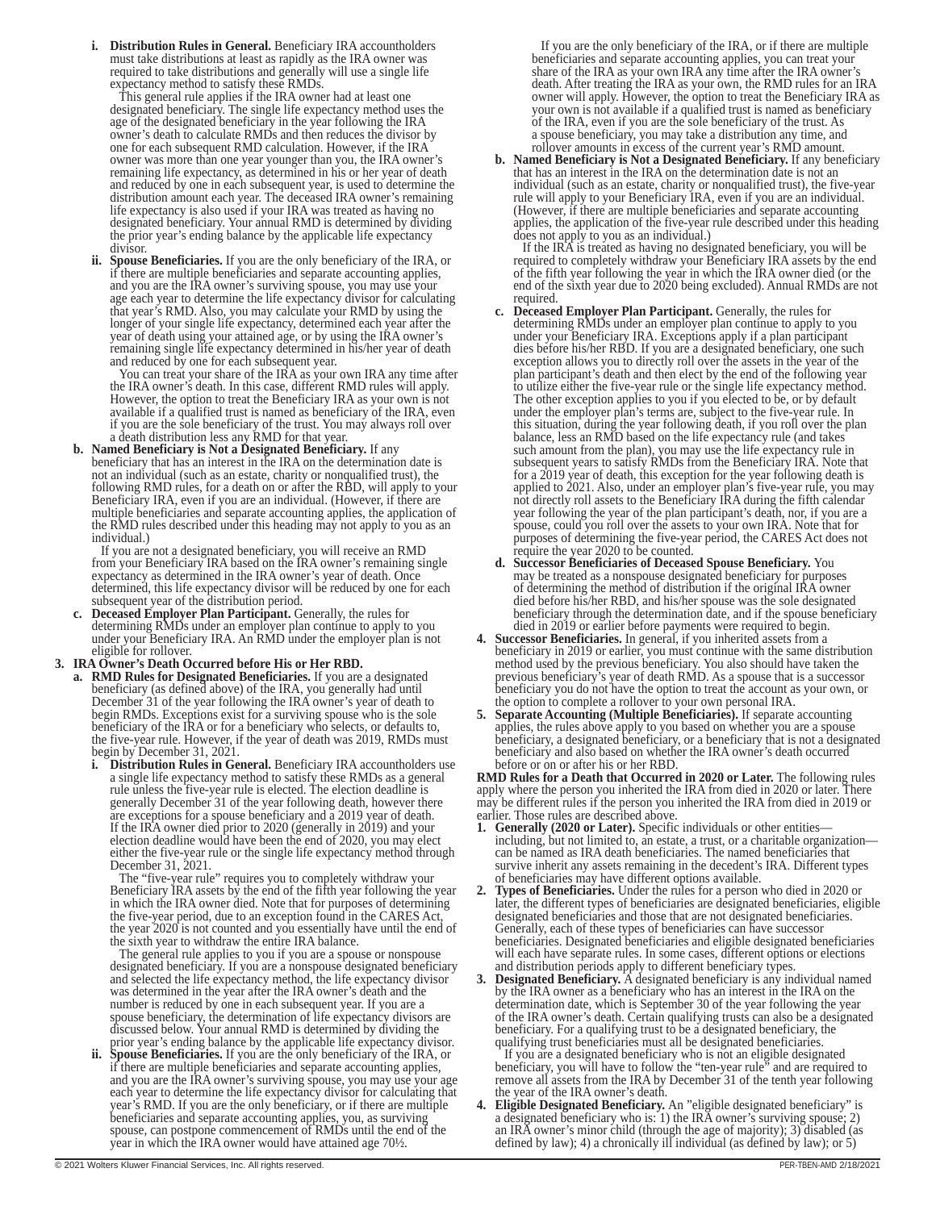i. **Distribution Rules in General.** Beneficiary IRA accountholders must take distributions at least as rapidly as the IRA owner was required to take distributions and generally will use a single life expectancy method to satisfy these RMDs.

This general rule applies if the IRA owner had at least one designated beneficiary. The single life expectancy method uses the age of the designated beneficiary in the year following the IRA owner's death to calculate RMDs and then reduces the divisor by one for each subsequent RMD calculation. However, if the IRA owner was more than one year younger than you, the IRA owner's remaining life expectancy, as determined in his or her year of death and reduced by one in each subsequent year, is used to determine the distribution amount each year. The deceased IRA owner's remaining life expectancy is also used if your IRA was treated as having no designated beneficiary. Your annual RMD is determined by dividing the prior year's ending balance by the applicable life expectancy divisor.

ii. **Spouse Beneficiaries.** If you are the only beneficiary of the IRA, or if there are multiple beneficiaries and separate accounting applies, and you are the IRA owner's surviving spouse, you may use your age each year to determine the life expectancy divisor for calculating that year's RMD. Also, you may calculate your RMD by using the longer of your single life expectancy, determined each year after the year of death using your attained age, or by using the IRA owner's remaining single life expectancy determined in his/her year of death and reduced by one for each subsequent year.

You can treat your share of the IRA as your own IRA any time after the IRA owner's death. In this case, different RMD rules will apply. However, the option to treat the Beneficiary IRA as your own is not available if a qualified trust is named as beneficiary of the IRA, even if you are the sole beneficiary of the trust. You may always roll over a death distribution less any RMD for that year.

b. **Named Beneficiary is Not a Designated Beneficiary.** If any beneficiary that has an interest in the IRA on the determination date is not an individual (such as an estate, charity or nonqualified trust), the following RMD rules, for a death on or after the RBD, will apply to your Beneficiary IRA, even if you are an individual. (However, if there are multiple beneficiaries and separate accounting applies, the application of the RMD rules described under this heading may not apply to you as an individual.)

If you are not a designated beneficiary, you will receive an RMD from your Beneficiary IRA based on the IRA owner's remaining single expectancy as determined in the IRA owner's year of death. Once determined, this life expectancy divisor will be reduced by one for each subsequent year of the distribution period.

c. **Deceased Employer Plan Participant.** Generally, the rules for determining RMDs under an employer plan continue to apply to you under your Beneficiary IRA. An RMD under the employer plan is not eligible for rollover.

3. **IRA Owner's Death Occurred before His or Her RBD.**

a. **RMD Rules for Designated Beneficiaries.** If you are a designated beneficiary (as defined above) of the IRA, you generally had until December 31 of the year following the IRA owner's year of death to begin RMDs. Exceptions exist for a surviving spouse who is the sole beneficiary of the IRA or for a beneficiary who selects, or defaults to, the five-year rule. However, if the year of death was 2019, RMDs must begin by December 31, 2021.

i. **Distribution Rules in General.** Beneficiary IRA accountholders use a single life expectancy method to satisfy these RMDs as a general rule unless the five-year rule is elected. The election deadline is generally December 31 of the year following death, however there are exceptions for a spouse beneficiary and a 2019 year of death. If the IRA owner died prior to 2020 (generally in 2019) and your election deadline would have been the end of 2020, you may elect either the five-year rule or the single life expectancy method through December 31, 2021.

The "five-year rule" requires you to completely withdraw your Beneficiary IRA assets by the end of the fifth year following the year in which the IRA owner died. Note that for purposes of determining the five-year period, due to an exception found in the CARES Act, the year 2020 is not counted and you essentially have until the end of the sixth year to withdraw the entire IRA balance.

The general rule applies to you if you are a spouse or nonspouse designated beneficiary. If you are a nonspouse designated beneficiary and selected the life expectancy method, the life expectancy divisor was determined in the year after the IRA owner's death and the number is reduced by one in each subsequent year. If you are a spouse beneficiary, the determination of life expectancy divisors are discussed below. Your annual RMD is determined by dividing the prior year's ending balance by the applicable life expectancy divisor.

ii. **Spouse Beneficiaries.** If you are the only beneficiary of the IRA, or if there are multiple beneficiaries and separate accounting applies, and you are the IRA owner's surviving spouse, you may use your age each year to determine the life expectancy divisor for calculating that year's RMD. If you are the only beneficiary, or if there are multiple beneficiaries and separate accounting applies, you, as surviving spouse, can postpone commencement of RMDs until the end of the year in which the IRA owner would have attained age 70½.

If you are the only beneficiary of the IRA, or if there are multiple beneficiaries and separate accounting applies, you can treat your share of the IRA as your own IRA any time after the IRA owner's death. After treating the IRA as your own, the RMD rules for an IRA owner will apply. However, the option to treat the Beneficiary IRA as your own is not available if a qualified trust is named as beneficiary of the IRA, even if you are the sole beneficiary of the trust. As a spouse beneficiary, you may take a distribution any time, and rollover amounts in excess of the current year's RMD amount.

b. **Named Beneficiary is Not a Designated Beneficiary.** If any beneficiary that has an interest in the IRA on the determination date is not an individual (such as an estate, charity or nonqualified trust), the five-year rule will apply to your Beneficiary IRA, even if you are an individual. (However, if there are multiple beneficiaries and separate accounting applies, the application of the five-year rule described under this heading does not apply to you as an individual.)

If the IRA is treated as having no designated beneficiary, you will be required to completely withdraw your Beneficiary IRA assets by the end of the fifth year following the year in which the IRA owner died (or the end of the sixth year due to 2020 being excluded). Annual RMDs are not required.

c. **Deceased Employer Plan Participant.** Generally, the rules for determining RMDs under an employer plan continue to apply to you under your Beneficiary IRA. Exceptions apply if a plan participant dies before his/her RBD. If you are a designated beneficiary, one such exception allows you to directly roll over the assets in the year of the plan participant's death and then elect by the end of the following year to utilize either the five-year rule or the single life expectancy method. The other exception applies to you if you elected to be, or by default under the employer plan's terms are, subject to the five-year rule. In this situation, during the year following death, if you roll over the plan balance, less an RMD based on the life expectancy rule (and takes such amount from the plan), you may use the life expectancy rule in subsequent years to satisfy RMDs from the Beneficiary IRA. Note that for a 2019 year of death, this exception for the year following death is applied to 2021. Also, under an employer plan's five-year rule, you may not directly roll assets to the Beneficiary IRA during the fifth calendar year following the year of the plan participant's death, nor, if you are a spouse, could you roll over the assets to your own IRA. Note that for purposes of determining the five-year period, the CARES Act does not require the year 2020 to be counted.

d. **Successor Beneficiaries of Deceased Spouse Beneficiary.** You may be treated as a nonspouse designated beneficiary for purposes of determining the method of distribution if the original IRA owner died before his/her RBD, and his/her spouse was the sole designated beneficiary through the determination date, and if the spouse beneficiary died in 2019 or earlier before payments were required to begin.

4. **Successor Beneficiaries.** In general, if you inherited assets from a beneficiary in 2019 or earlier, you must continue with the same distribution method used by the previous beneficiary. You also should have taken the previous beneficiary's year of death RMD. As a spouse that is a successor beneficiary you do not have the option to treat the account as your own, or the option to complete a rollover to your own personal IRA.

5. **Separate Accounting (Multiple Beneficiaries).** If separate accounting applies, the rules above apply to you based on whether you are a spouse beneficiary, a designated beneficiary, or a beneficiary that is not a designated beneficiary and also based on whether the IRA owner's death occurred before or on or after his or her RBD.

**RMD Rules for a Death that Occurred in 2020 or Later.** The following rules apply where the person you inherited the IRA from died in 2020 or later. There may be different rules if the person you inherited the IRA from died in 2019 or earlier. Those rules are described above.

1. **Generally (2020 or Later).** Specific individuals or other entities—including, but not limited to, an estate, a trust, or a charitable organization—can be named as IRA death beneficiaries. The named beneficiaries that survive inherit any assets remaining in the decedent's IRA. Different types of beneficiaries may have different options available.

2. **Types of Beneficiaries.** Under the rules for a person who died in 2020 or later, the different types of beneficiaries are designated beneficiaries, eligible designated beneficiaries and those that are not designated beneficiaries. Generally, each of these types of beneficiaries can have successor beneficiaries. Designated beneficiaries and eligible designated beneficiaries will each have separate rules. In some cases, different options or elections and distribution periods apply to different beneficiary types.

3. **Designated Beneficiary.** A designated beneficiary is any individual named by the IRA owner as a beneficiary who has an interest in the IRA on the determination date, which is September 30 of the year following the year of the IRA owner's death. Certain qualifying trusts can also be a designated beneficiary. For a qualifying trust to be a designated beneficiary, the qualifying trust beneficiaries must all be designated beneficiaries.

If you are a designated beneficiary who is not an eligible designated beneficiary, you will have to follow the "ten-year rule" and are required to remove all assets from the IRA by December 31 of the tenth year following the year of the IRA owner's death.

4. **Eligible Designated Beneficiary.** An "eligible designated beneficiary" is a designated beneficiary who is: 1) the IRA owner's surviving spouse; 2) an IRA owner's minor child (through the age of majority); 3) disabled (as defined by law); 4) a chronically ill individual (as defined by law); or 5)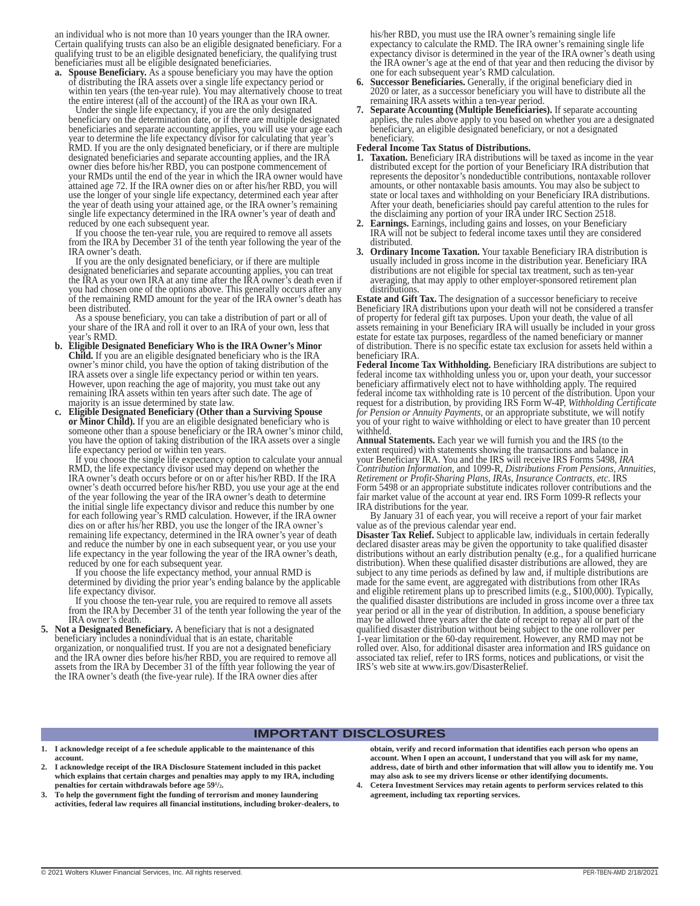an individual who is not more than 10 years younger than the IRA owner. Certain qualifying trusts can also be an eligible designated beneficiary. For a qualifying trust to be an eligible designated beneficiary, the qualifying trust beneficiaries must all be eligible designated beneficiaries.

a. **Spouse Beneficiary.** As a spouse beneficiary you may have the option of distributing the IRA assets over a single life expectancy period or within ten years (the ten-year rule). You may alternatively choose to treat the entire interest (all of the account) of the IRA as your own IRA.

   Under the single life expectancy, if you are the only designated beneficiary on the determination date, or if there are multiple designated beneficiaries and separate accounting applies, you will use your age each year to determine the life expectancy divisor for calculating that year's RMD. If you are the only designated beneficiary, or if there are multiple designated beneficiaries and separate accounting applies, and the IRA owner dies before his/her RBD, you can postpone commencement of your RMDs until the end of the year in which the IRA owner would have attained age 72. If the IRA owner dies on or after his/her RBD, you will use the longer of your single life expectancy, determined each year after the year of death using your attained age, or the IRA owner's remaining single life expectancy determined in the IRA owner's year of death and reduced by one each subsequent year.

   If you choose the ten-year rule, you are required to remove all assets from the IRA by December 31 of the tenth year following the year of the IRA owner's death.

   If you are the only designated beneficiary, or if there are multiple designated beneficiaries and separate accounting applies, you can treat the IRA as your own IRA at any time after the IRA owner's death even if you had chosen one of the options above. This generally occurs after any of the remaining RMD amount for the year of the IRA owner's death has been distributed.

   As a spouse beneficiary, you can take a distribution of part or all of your share of the IRA and roll it over to an IRA of your own, less that year's RMD.

b. **Eligible Designated Beneficiary Who is the IRA Owner's Minor Child.** If you are an eligible designated beneficiary who is the IRA owner's minor child, you have the option of taking distribution of the IRA assets over a single life expectancy period or within ten years. However, upon reaching the age of majority, you must take out any remaining IRA assets within ten years after such date. The age of majority is an issue determined by state law.

c. **Eligible Designated Beneficiary (Other than a Surviving Spouse or Minor Child).** If you are an eligible designated beneficiary who is someone other than a spouse beneficiary or the IRA owner's minor child, you have the option of taking distribution of the IRA assets over a single life expectancy period or within ten years.

   If you choose the single life expectancy option to calculate your annual RMD, the life expectancy divisor used may depend on whether the IRA owner's death occurs before or on or after his/her RBD. If the IRA owner's death occurred before his/her RBD, you use your age at the end of the year following the year of the IRA owner's death to determine the initial single life expectancy divisor and reduce this number by one for each following year's RMD calculation. However, if the IRA owner dies on or after his/her RBD, you use the longer of the IRA owner's remaining life expectancy, determined in the IRA owner's year of death and reduce the number by one in each subsequent year, or you use your life expectancy in the year following the year of the IRA owner's death, reduced by one for each subsequent year.

   If you choose the life expectancy method, your annual RMD is determined by dividing the prior year's ending balance by the applicable life expectancy divisor.

   If you choose the ten-year rule, you are required to remove all assets from the IRA by December 31 of the tenth year following the year of the IRA owner's death.

5. **Not a Designated Beneficiary.** A beneficiary that is not a designated beneficiary includes a nonindividual that is an estate, charitable organization, or nonqualified trust. If you are not a designated beneficiary and the IRA owner dies before his/her RBD, you are required to remove all assets from the IRA by December 31 of the fifth year following the year of the IRA owner's death (the five-year rule). If the IRA owner dies after his/her RBD, you must use the IRA owner's remaining single life expectancy to calculate the RMD. The IRA owner's remaining single life expectancy divisor is determined in the year of the IRA owner's death using the IRA owner's age at the end of that year and then reducing the divisor by one for each subsequent year's RMD calculation.

6. **Successor Beneficiaries.** Generally, if the original beneficiary died in 2020 or later, as a successor beneficiary you will have to distribute all the remaining IRA assets within a ten-year period.

7. **Separate Accounting (Multiple Beneficiaries).** If separate accounting applies, the rules above apply to you based on whether you are a designated beneficiary, an eligible designated beneficiary, or not a designated beneficiary.

**Federal Income Tax Status of Distributions.**

1. **Taxation.** Beneficiary IRA distributions will be taxed as income in the year distributed except for the portion of your Beneficiary IRA distribution that represents the depositor's nondeductible contributions, nontaxable rollover amounts, or other nontaxable basis amounts. You may also be subject to state or local taxes and withholding on your Beneficiary IRA distributions. After your death, beneficiaries should pay careful attention to the rules for the disclaiming any portion of your IRA under IRC Section 2518.
2. **Earnings.** Earnings, including gains and losses, on your Beneficiary IRA will not be subject to federal income taxes until they are considered distributed.
3. **Ordinary Income Taxation.** Your taxable Beneficiary IRA distribution is usually included in gross income in the distribution year. Beneficiary IRA distributions are not eligible for special tax treatment, such as ten-year averaging, that may apply to other employer-sponsored retirement plan distributions.

**Estate and Gift Tax.** The designation of a successor beneficiary to receive Beneficiary IRA distributions upon your death will not be considered a transfer of property for federal gift tax purposes. Upon your death, the value of all assets remaining in your Beneficiary IRA will usually be included in your gross estate for estate tax purposes, regardless of the named beneficiary or manner of distribution. There is no specific estate tax exclusion for assets held within a beneficiary IRA.

**Federal Income Tax Withholding.** Beneficiary IRA distributions are subject to federal income tax withholding unless you or, upon your death, your successor beneficiary affirmatively elect not to have withholding apply. The required federal income tax withholding rate is 10 percent of the distribution. Upon your request for a distribution, by providing IRS Form W-4P, *Withholding Certificate for Pension or Annuity Payments*, or an appropriate substitute, we will notify you of your right to waive withholding or elect to have greater than 10 percent withheld.

**Annual Statements.** Each year we will furnish you and the IRS (to the extent required) with statements showing the transactions and balance in your Beneficiary IRA. You and the IRS will receive IRS Forms 5498, *IRA Contribution Information*, and 1099-R, *Distributions From Pensions, Annuities, Retirement or Profit-Sharing Plans, IRAs, Insurance Contracts, etc*. IRS Form 5498 or an appropriate substitute indicates rollover contributions and the fair market value of the account at year end. IRS Form 1099-R reflects your IRA distributions for the year.

By January 31 of each year, you will receive a report of your fair market value as of the previous calendar year end.

**Disaster Tax Relief.** Subject to applicable law, individuals in certain federally declared disaster areas may be given the opportunity to take qualified disaster distributions without an early distribution penalty (e.g., for a qualified hurricane distribution). When these qualified disaster distributions are allowed, they are subject to any time periods as defined by law and, if multiple distributions are made for the same event, are aggregated with distributions from other IRAs and eligible retirement plans up to prescribed limits (e.g., $100,000). Typically, the qualified disaster distributions are included in gross income over a three tax year period or all in the year of distribution. In addition, a spouse beneficiary may be allowed three years after the date of receipt to repay all or part of the qualified disaster distribution without being subject to the one rollover per 1-year limitation or the 60-day requirement. However, any RMD may not be rolled over. Also, for additional disaster area information and IRS guidance on associated tax relief, refer to IRS forms, notices and publications, or visit the IRS's web site at www.irs.gov/DisasterRelief.

## IMPORTANT DISCLOSURES

1. **I acknowledge receipt of a fee schedule applicable to the maintenance of this account.**
2. **I acknowledge receipt of the IRA Disclosure Statement included in this packet which explains that certain charges and penalties may apply to my IRA, including penalties for certain withdrawals before age 59½.**
3. **To help the government fight the funding of terrorism and money laundering activities, federal law requires all financial institutions, including broker-dealers, to obtain, verify and record information that identifies each person who opens an account. When I open an account, I understand that you will ask for my name, address, date of birth and other information that will allow you to identify me. You may also ask to see my drivers license or other identifying documents.**
4. **Cetera Investment Services may retain agents to perform services related to this agreement, including tax reporting services.**

© 2021 Wolters Kluwer Financial Services, Inc. All rights reserved. PER-TBEN-AMD 2/18/2021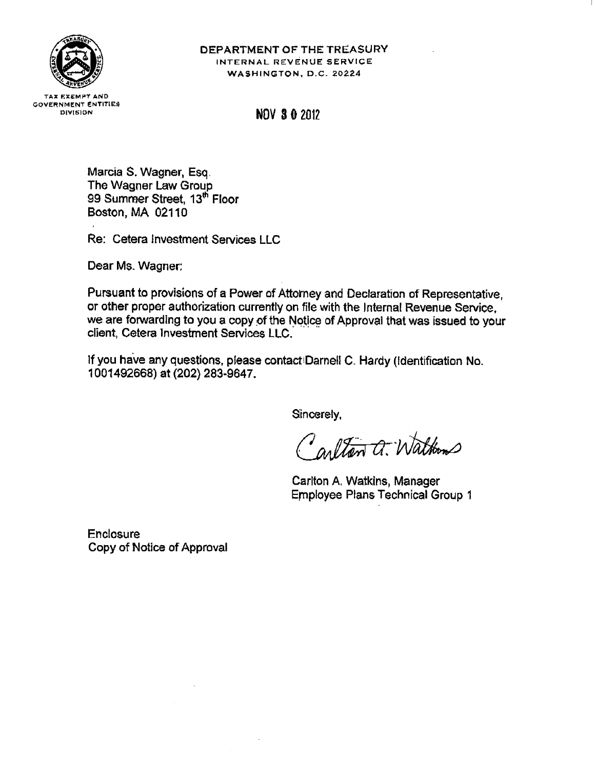**DEPARTMENT OF THE TREASURY**
INTERNAL REVENUE SERVICE
WASHINGTON, D.C. 20224

TAX EXEMPT AND
GOVERNMENT ENTITIES
DIVISION

NOV 30 2012

Marcia S. Wagner, Esq.
The Wagner Law Group
99 Summer Street, 13th Floor
Boston, MA 02110

Re: Cetera Investment Services LLC

Dear Ms. Wagner:

Pursuant to provisions of a Power of Attorney and Declaration of Representative, or other proper authorization currently on file with the Internal Revenue Service, we are forwarding to you a copy of the Notice of Approval that was issued to your client, Cetera Investment Services LLC.

If you have any questions, please contact Darnell C. Hardy (Identification No. 1001492668) at (202) 283-9647.

Sincerely,

Carlton A. Watkins

Carlton A. Watkins, Manager
Employee Plans Technical Group 1

Enclosure
Copy of Notice of Approval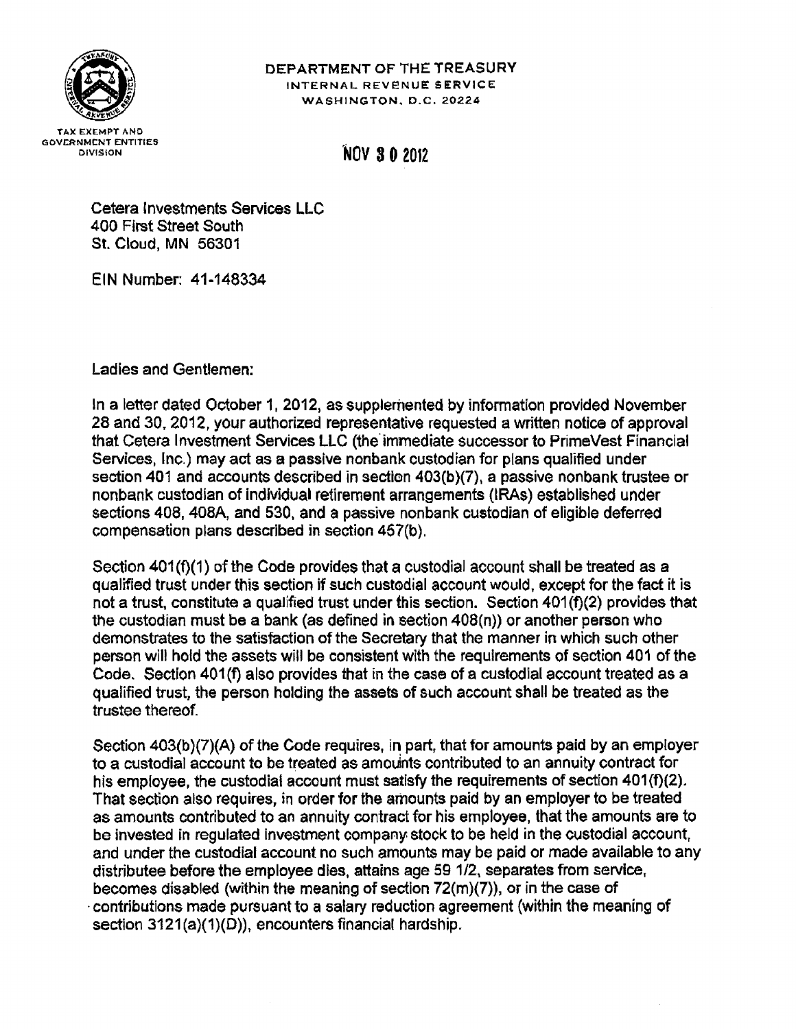DEPARTMENT OF THE TREASURY
INTERNAL REVENUE SERVICE
WASHINGTON, D.C. 20224

TAX EXEMPT AND
GOVERNMENT ENTITIES
DIVISION

NOV 30 2012

Cetera Investments Services LLC
400 First Street South
St. Cloud, MN 56301

EIN Number: 41-148334

Ladies and Gentlemen:

In a letter dated October 1, 2012, as supplemented by information provided November 28 and 30, 2012, your authorized representative requested a written notice of approval that Cetera Investment Services LLC (the immediate successor to PrimeVest Financial Services, Inc.) may act as a passive nonbank custodian for plans qualified under section 401 and accounts described in section 403(b)(7), a passive nonbank trustee or nonbank custodian of individual retirement arrangements (IRAs) established under sections 408, 408A, and 530, and a passive nonbank custodian of eligible deferred compensation plans described in section 457(b).

Section 401(f)(1) of the Code provides that a custodial account shall be treated as a qualified trust under this section if such custodial account would, except for the fact it is not a trust, constitute a qualified trust under this section. Section 401(f)(2) provides that the custodian must be a bank (as defined in section 408(n)) or another person who demonstrates to the satisfaction of the Secretary that the manner in which such other person will hold the assets will be consistent with the requirements of section 401 of the Code. Section 401(f) also provides that in the case of a custodial account treated as a qualified trust, the person holding the assets of such account shall be treated as the trustee thereof.

Section 403(b)(7)(A) of the Code requires, in part, that for amounts paid by an employer to a custodial account to be treated as amounts contributed to an annuity contract for his employee, the custodial account must satisfy the requirements of section 401(f)(2). That section also requires, in order for the amounts paid by an employer to be treated as amounts contributed to an annuity contract for his employee, that the amounts are to be invested in regulated investment company stock to be held in the custodial account, and under the custodial account no such amounts may be paid or made available to any distributee before the employee dies, attains age 59 1/2, separates from service, becomes disabled (within the meaning of section 72(m)(7)), or in the case of contributions made pursuant to a salary reduction agreement (within the meaning of section 3121(a)(1)(D)), encounters financial hardship.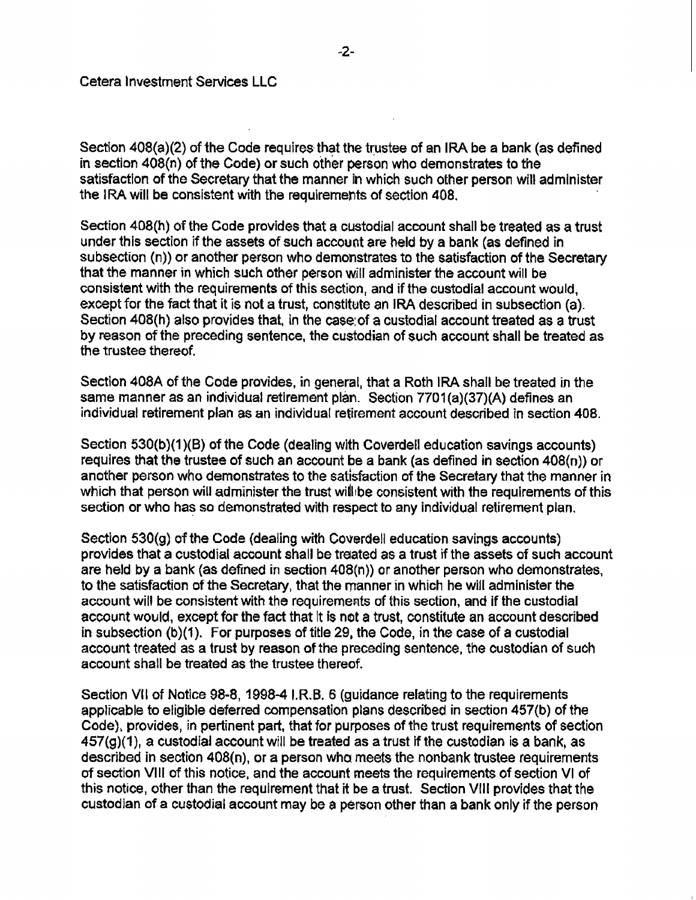Cetera Investment Services LLC

Section 408(a)(2) of the Code requires that the trustee of an IRA be a bank (as defined in section 408(n) of the Code) or such other person who demonstrates to the satisfaction of the Secretary that the manner in which such other person will administer the IRA will be consistent with the requirements of section 408.

Section 408(h) of the Code provides that a custodial account shall be treated as a trust under this section if the assets of such account are held by a bank (as defined in subsection (n)) or another person who demonstrates to the satisfaction of the Secretary that the manner in which such other person will administer the account will be consistent with the requirements of this section, and if the custodial account would, except for the fact that it is not a trust, constitute an IRA described in subsection (a). Section 408(h) also provides that, in the case of a custodial account treated as a trust by reason of the preceding sentence, the custodian of such account shall be treated as the trustee thereof.

Section 408A of the Code provides, in general, that a Roth IRA shall be treated in the same manner as an individual retirement plan. Section 7701(a)(37)(A) defines an individual retirement plan as an individual retirement account described in section 408.

Section 530(b)(1)(B) of the Code (dealing with Coverdell education savings accounts) requires that the trustee of such an account be a bank (as defined in section 408(n)) or another person who demonstrates to the satisfaction of the Secretary that the manner in which that person will administer the trust will be consistent with the requirements of this section or who has so demonstrated with respect to any individual retirement plan.

Section 530(g) of the Code (dealing with Coverdell education savings accounts) provides that a custodial account shall be treated as a trust if the assets of such account are held by a bank (as defined in section 408(n)) or another person who demonstrates, to the satisfaction of the Secretary, that the manner in which he will administer the account will be consistent with the requirements of this section, and if the custodial account would, except for the fact that it is not a trust, constitute an account described in subsection (b)(1). For purposes of title 29, the Code, in the case of a custodial account treated as a trust by reason of the preceding sentence, the custodian of such account shall be treated as the trustee thereof.

Section VII of Notice 98-8, 1998-4 I.R.B. 6 (guidance relating to the requirements applicable to eligible deferred compensation plans described in section 457(b) of the Code), provides, in pertinent part, that for purposes of the trust requirements of section 457(g)(1), a custodial account will be treated as a trust if the custodian is a bank, as described in section 408(n), or a person who meets the nonbank trustee requirements of section VIII of this notice, and the account meets the requirements of section VI of this notice, other than the requirement that it be a trust. Section VIII provides that the custodian of a custodial account may be a person other than a bank only if the person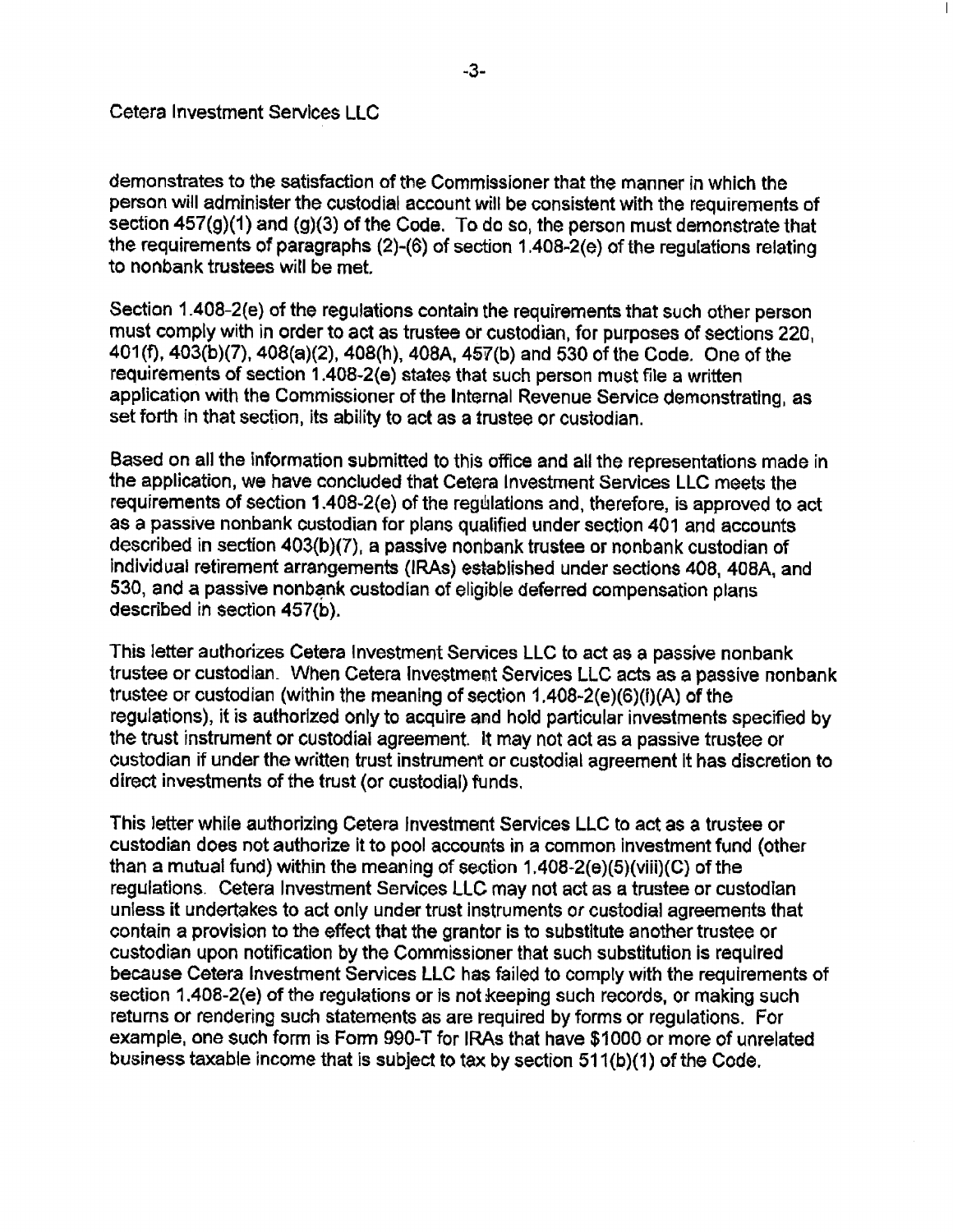Cetera Investment Services LLC

demonstrates to the satisfaction of the Commissioner that the manner in which the person will administer the custodial account will be consistent with the requirements of section 457(g)(1) and (g)(3) of the Code. To do so, the person must demonstrate that the requirements of paragraphs (2)-(6) of section 1.408-2(e) of the regulations relating to nonbank trustees will be met.

Section 1.408-2(e) of the regulations contain the requirements that such other person must comply with in order to act as trustee or custodian, for purposes of sections 220, 401(f), 403(b)(7), 408(a)(2), 408(h), 408A, 457(b) and 530 of the Code. One of the requirements of section 1.408-2(e) states that such person must file a written application with the Commissioner of the Internal Revenue Service demonstrating, as set forth in that section, its ability to act as a trustee or custodian.

Based on all the information submitted to this office and all the representations made in the application, we have concluded that Cetera Investment Services LLC meets the requirements of section 1.408-2(e) of the regulations and, therefore, is approved to act as a passive nonbank custodian for plans qualified under section 401 and accounts described in section 403(b)(7), a passive nonbank trustee or nonbank custodian of individual retirement arrangements (IRAs) established under sections 408, 408A, and 530, and a passive nonbank custodian of eligible deferred compensation plans described in section 457(b).

This letter authorizes Cetera Investment Services LLC to act as a passive nonbank trustee or custodian. When Cetera Investment Services LLC acts as a passive nonbank trustee or custodian (within the meaning of section 1.408-2(e)(6)(i)(A) of the regulations), it is authorized only to acquire and hold particular investments specified by the trust instrument or custodial agreement. It may not act as a passive trustee or custodian if under the written trust instrument or custodial agreement it has discretion to direct investments of the trust (or custodial) funds.

This letter while authorizing Cetera Investment Services LLC to act as a trustee or custodian does not authorize it to pool accounts in a common investment fund (other than a mutual fund) within the meaning of section 1.408-2(e)(5)(viii)(C) of the regulations. Cetera Investment Services LLC may not act as a trustee or custodian unless it undertakes to act only under trust instruments or custodial agreements that contain a provision to the effect that the grantor is to substitute another trustee or custodian upon notification by the Commissioner that such substitution is required because Cetera Investment Services LLC has failed to comply with the requirements of section 1.408-2(e) of the regulations or is not keeping such records, or making such returns or rendering such statements as are required by forms or regulations. For example, one such form is Form 990-T for IRAs that have $1000 or more of unrelated business taxable income that is subject to tax by section 511(b)(1) of the Code.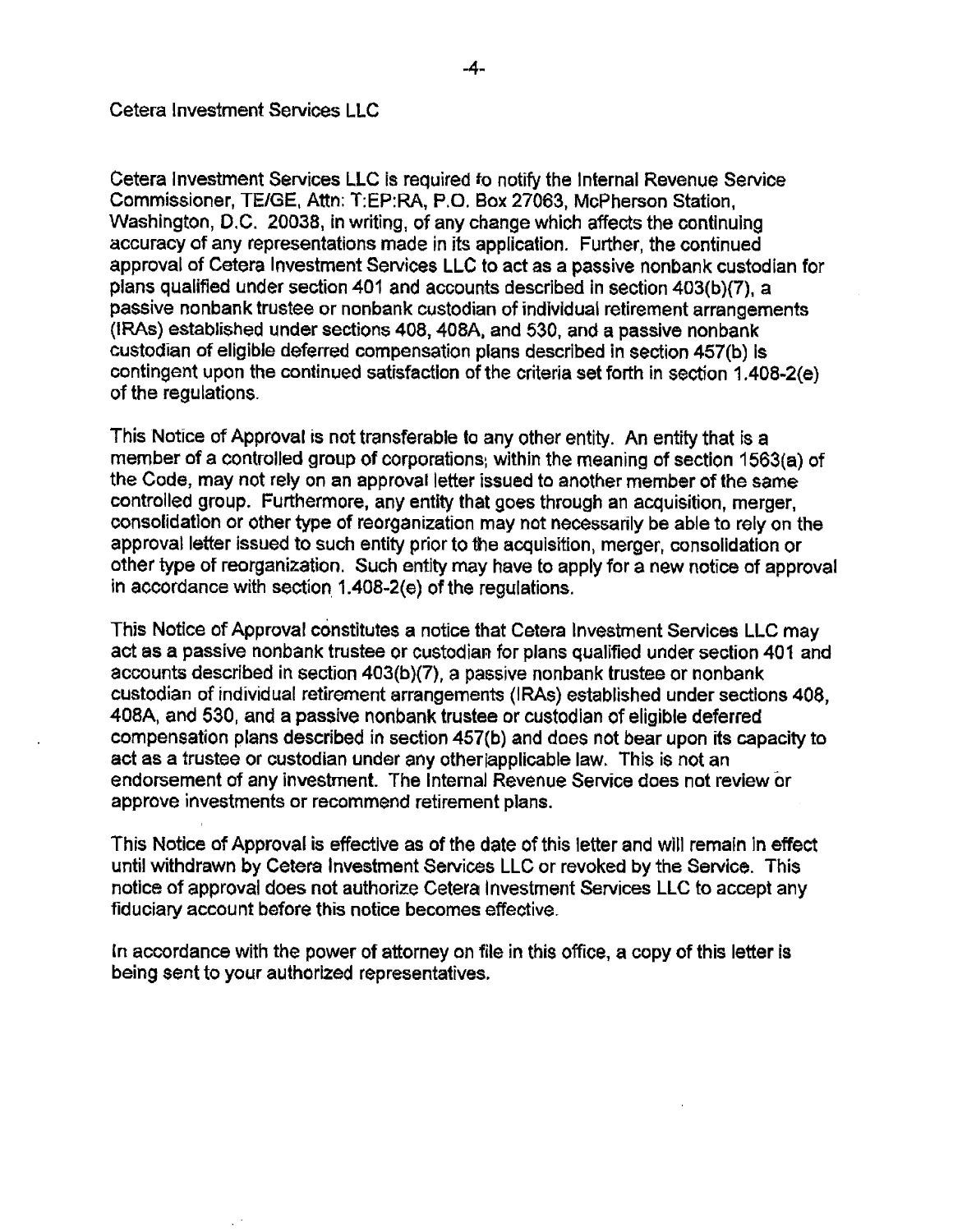Cetera Investment Services LLC

Cetera Investment Services LLC is required to notify the Internal Revenue Service Commissioner, TE/GE, Attn: T:EP:RA, P.O. Box 27063, McPherson Station, Washington, D.C. 20038, in writing, of any change which affects the continuing accuracy of any representations made in its application. Further, the continued approval of Cetera Investment Services LLC to act as a passive nonbank custodian for plans qualified under section 401 and accounts described in section 403(b)(7), a passive nonbank trustee or nonbank custodian of individual retirement arrangements (IRAs) established under sections 408, 408A, and 530, and a passive nonbank custodian of eligible deferred compensation plans described in section 457(b) is contingent upon the continued satisfaction of the criteria set forth in section 1.408-2(e) of the regulations.

This Notice of Approval is not transferable to any other entity. An entity that is a member of a controlled group of corporations, within the meaning of section 1563(a) of the Code, may not rely on an approval letter issued to another member of the same controlled group. Furthermore, any entity that goes through an acquisition, merger, consolidation or other type of reorganization may not necessarily be able to rely on the approval letter issued to such entity prior to the acquisition, merger, consolidation or other type of reorganization. Such entity may have to apply for a new notice of approval in accordance with section 1.408-2(e) of the regulations.

This Notice of Approval constitutes a notice that Cetera Investment Services LLC may act as a passive nonbank trustee or custodian for plans qualified under section 401 and accounts described in section 403(b)(7), a passive nonbank trustee or nonbank custodian of individual retirement arrangements (IRAs) established under sections 408, 408A, and 530, and a passive nonbank trustee or custodian of eligible deferred compensation plans described in section 457(b) and does not bear upon its capacity to act as a trustee or custodian under any other applicable law. This is not an endorsement of any investment. The Internal Revenue Service does not review or approve investments or recommend retirement plans.

This Notice of Approval is effective as of the date of this letter and will remain in effect until withdrawn by Cetera Investment Services LLC or revoked by the Service. This notice of approval does not authorize Cetera Investment Services LLC to accept any fiduciary account before this notice becomes effective.

In accordance with the power of attorney on file in this office, a copy of this letter is being sent to your authorized representatives.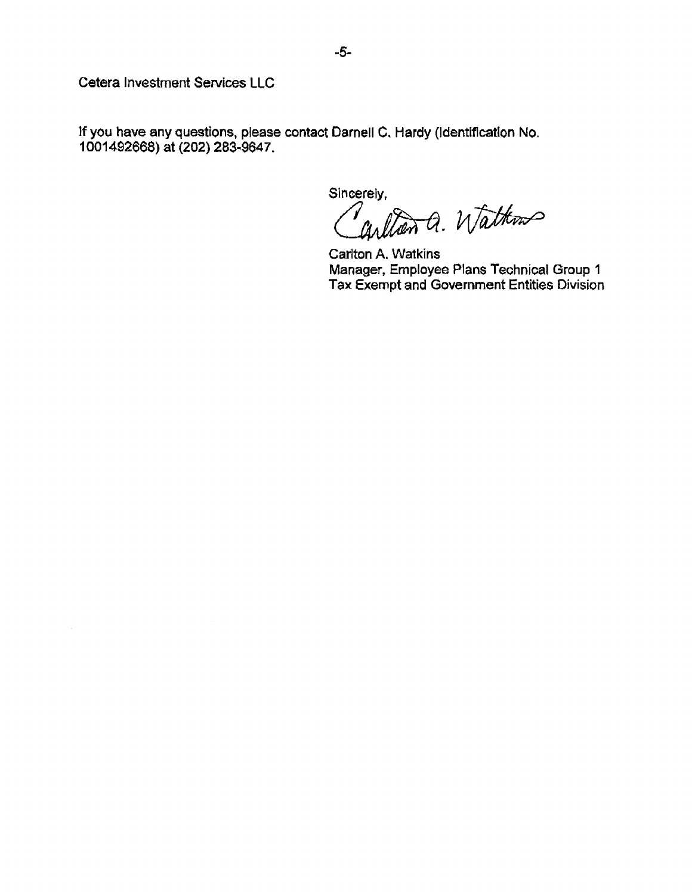Cetera Investment Services LLC

If you have any questions, please contact Darnell C. Hardy (Identification No. 1001492668) at (202) 283-9647.

Sincerely,

Carlton A. Watkins

Carlton A. Watkins  
Manager, Employee Plans Technical Group 1  
Tax Exempt and Government Entities Division